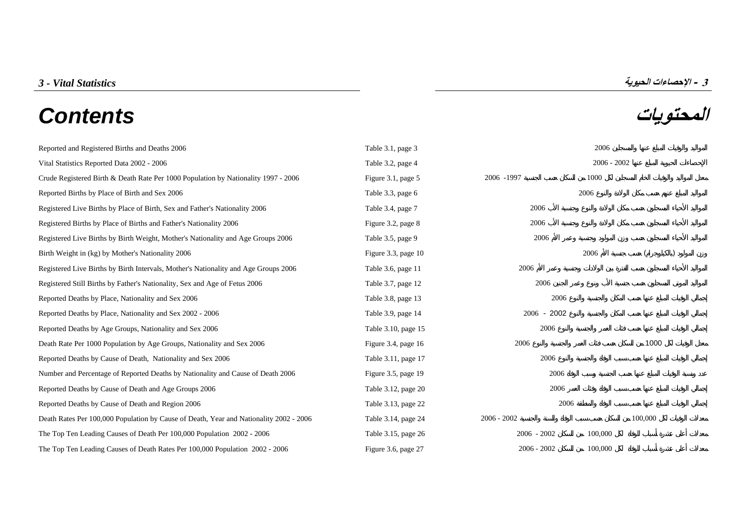*3 - Vital Statistics* — **3 - الإحصاءات الحيوية**

# Contents — المحتويات

| English | Reference | العربية |
|---|---|---|
| Reported and Registered Births and Deaths 2006 | Table 3.1, page 3 | المواليد والوفيات المبلغ عنها والمسجلين 2006 |
| Vital Statistics Reported Data 2002 - 2006 | Table 3.2, page 4 | الإحصاءات الحيوية المبلغ عنها 2002 - 2006 |
| Crude Registered Birth & Death Rate Per 1000 Population by Nationality 1997 - 2006 | Figure 3.1, page 5 | معدل المواليد والوفيات الخام المسجلين لكل 1000 من السكان حسب الجنسية 1997- 2006 |
| Reported Births by Place of Birth and Sex 2006 | Table 3.3, page 6 | المواليد المبلغ عنهم حسب مكان الولادة والنوع 2006 |
| Registered Live Births by Place of Birth, Sex and Father's Nationality 2006 | Table 3.4, page 7 | المواليد الأحياء المسجلين حسب مكان الولادة والنوع وجنسية الأب 2006 |
| Registered Births by Place of Births and Father's Nationality 2006 | Figure 3.2, page 8 | المواليد الأحياء المسجلين حسب مكان الولادة والنوع وجنسية الأب 2006 |
| Registered Live Births by Birth Weight, Mother's Nationality and Age Groups 2006 | Table 3.5, page 9 | المواليد الأحياء المسجلين حسب وزن المولود وجنسية وعمر الأم 2006 |
| Birth Weight in (kg) by Mother's Nationality 2006 | Figure 3.3, page 10 | وزن المولود (بالكيلوجرام) حسب جنسية الأم 2006 |
| Registered Live Births by Birth Intervals, Mother's Nationality and Age Groups 2006 | Table 3.6, page 11 | المواليد الأحياء المسجلين حسب الفترة بين الولادات وجنسية وعمر الأم 2006 |
| Registered Still Births by Father's Nationality, Sex and Age of Fetus 2006 | Table 3.7, page 12 | المواليد الموتى المسجلين حسب جنسية الأب ونوع وعمر الجنين 2006 |
| Reported Deaths by Place, Nationality and Sex 2006 | Table 3.8, page 13 | إجمالي الوفيات المبلغ عنها حسب المكان والجنسية والنوع 2006 |
| Reported Deaths by Place, Nationality and Sex 2002 - 2006 | Table 3.9, page 14 | إجمالي الوفيات المبلغ عنها حسب المكان والجنسية والنوع 2002 - 2006 |
| Reported Deaths by Age Groups, Nationality and Sex 2006 | Table 3.10, page 15 | إجمالي الوفيات المبلغ عنها حسب فئات العمر والجنسية والنوع 2006 |
| Death Rate Per 1000 Population by Age Groups, Nationality and Sex 2006 | Figure 3.4, page 16 | معدل الوفيات لكل 1000 من السكان حسب فئات العمر والجنسية والنوع 2006 |
| Reported Deaths by Cause of Death, Nationality and Sex 2006 | Table 3.11, page 17 | إجمالي الوفيات المبلغ عنها حسب سبب الوفاة والجنسية والنوع 2006 |
| Number and Percentage of Reported Deaths by Nationality and Cause of Death 2006 | Figure 3.5, page 19 | عدد ونسبة الوفيات المبلغ عنها حسب الجنسية وسبب الوفاة 2006 |
| Reported Deaths by Cause of Death and Age Groups 2006 | Table 3.12, page 20 | إجمالي الوفيات المبلغ عنها حسب سبب الوفاة وفئات العمر 2006 |
| Reported Deaths by Cause of Death and Region 2006 | Table 3.13, page 22 | إجمالي الوفيات المبلغ عنها حسب سبب الوفاة والمنطقة 2006 |
| Death Rates Per 100,000 Population by Cause of Death, Year and Nationality 2002 - 2006 | Table 3.14, page 24 | معدلات الوفيات لكل 100,000 من السكان حسب سبب الوفاة والسنة والجنسية 2002 - 2006 |
| The Top Ten Leading Causes of Death Per 100,000 Population 2002 - 2006 | Table 3.15, page 26 | معدلات أعلى عشرة أسباب للوفاة لكل 100,000 من السكان 2002 - 2006 |
| The Top Ten Leading Causes of Death Rates Per 100,000 Population 2002 - 2006 | Figure 3.6, page 27 | معدلات أعلى عشرة أسباب للوفاة لكل 100,000 من السكان 2002 - 2006 |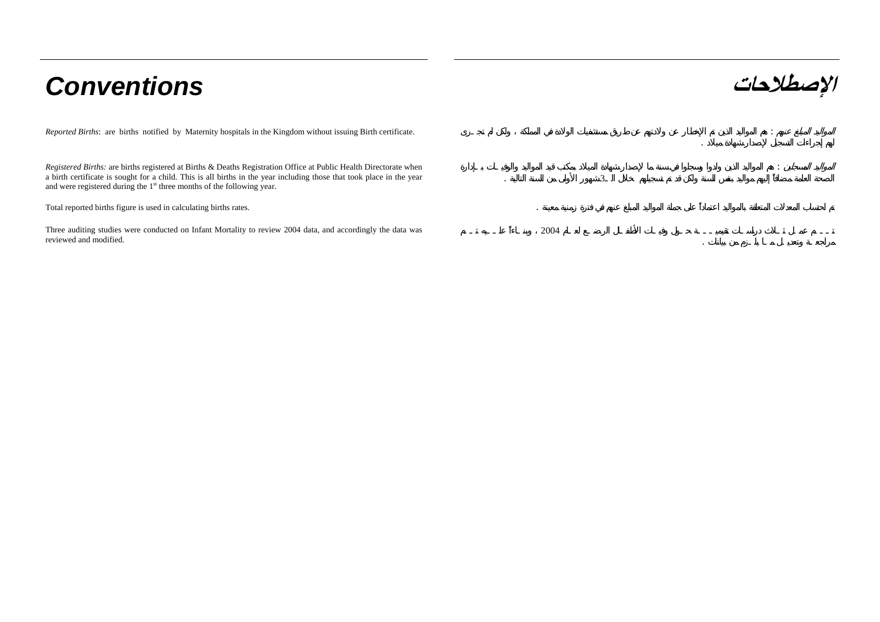# Conventions

*Reported Births*: are births notified by Maternity hospitals in the Kingdom without issuing Birth certificate.

*Registered Births:* are births registered at Births & Deaths Registration Office at Public Health Directorate when a birth certificate is sought for a child. This is all births in the year including those that took place in the year and were registered during the 1st three months of the following year.

Total reported births figure is used in calculating births rates.

Three auditing studies were conducted on Infant Mortality to review 2004 data, and accordingly the data was reviewed and modified.

# الإصطلاحات

*المواليد المبلغ عنهم* : هم المواليد الذين تم الإخطار عن ولادتهم عن طريق مستشفيات الولادة في المملكة ، ولكن لم تجرى لهم إجراءات التسجيل لإصدار شهادة ميلاد .

*المواليد المسجلين* : هم المواليد الذين ولدوا وسجلوا في سنة ما لإصدار شهادة الميلاد بمكتب قيد المواليد والوفيات بإدارة الصحة العامة مضافاً إليهم مواليد بنفس السنة ولكن قد تم تسجيلهم خلال الـ 3 شهور الأولى من السنة التالية .

تم احتساب المعدلات المتعلقة بالمواليد اعتماداً على جملة المواليد المبلغ عنهم في فترة زمنية معينة .

تم عمل ثلاث دراسات تقييمية حول وفيات الأطفال الرضع لعام 2004 ، وبناءاً عليه تمت مراجعة وتعديل ما يلزم من بيانات .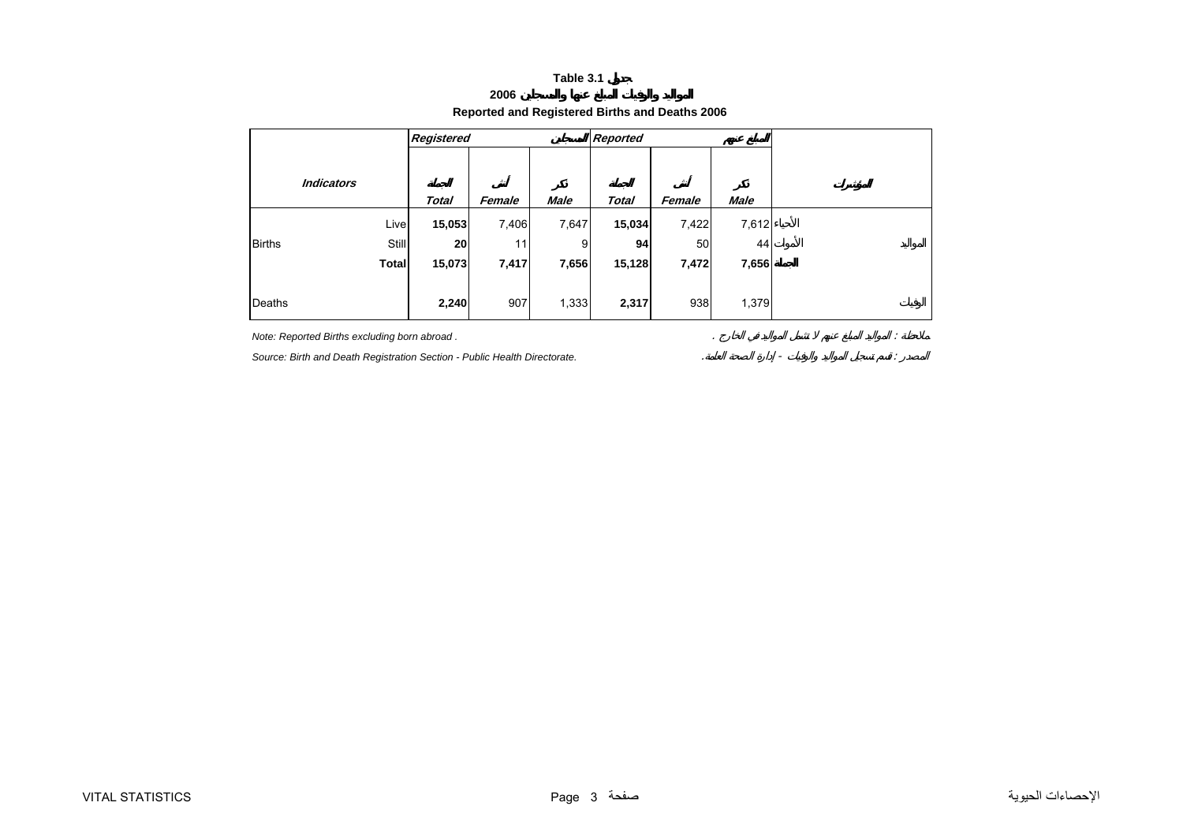**Table 3.1 جدول**

**2006 المواليد والوفيات المبلغ عنها والمسجلين**

**Reported and Registered Births and Deaths 2006**

| | | *Registered* | | المسجلين | *Reported* | | المبلغ عنهم | | |
|---|---|---|---|---|---|---|---|---|---|
| ***Indicators*** | | ***الجملة*** ***Total*** | ***أنثى*** ***Female*** | ***ذكر*** ***Male*** | ***الجملة*** ***Total*** | ***أنثى*** ***Female*** | ***ذكر*** ***Male*** | | ***المؤشرات*** |
| | Live | **15,053** | 7,406 | 7,647 | **15,034** | 7,422 | 7,612 | الأحياء | |
| Births | Still | **20** | 11 | 9 | **94** | 50 | 44 | الأموات | المواليد |
| | **Total** | **15,073** | **7,417** | **7,656** | **15,128** | **7,472** | **7,656** | **الجملة** | |
| Deaths | | **2,240** | 907 | 1,333 | **2,317** | 938 | 1,379 | | الوفيات |

*Note: Reported Births excluding born abroad .* | *ملاحظة : المواليد المبلغ عنهم لا تشمل المواليد في الخارج .*

*Source: Birth and Death Registration Section - Public Health Directorate.* | *المصدر : قسم تسجيل المواليد والوفيات - إدارة الصحة العامة.*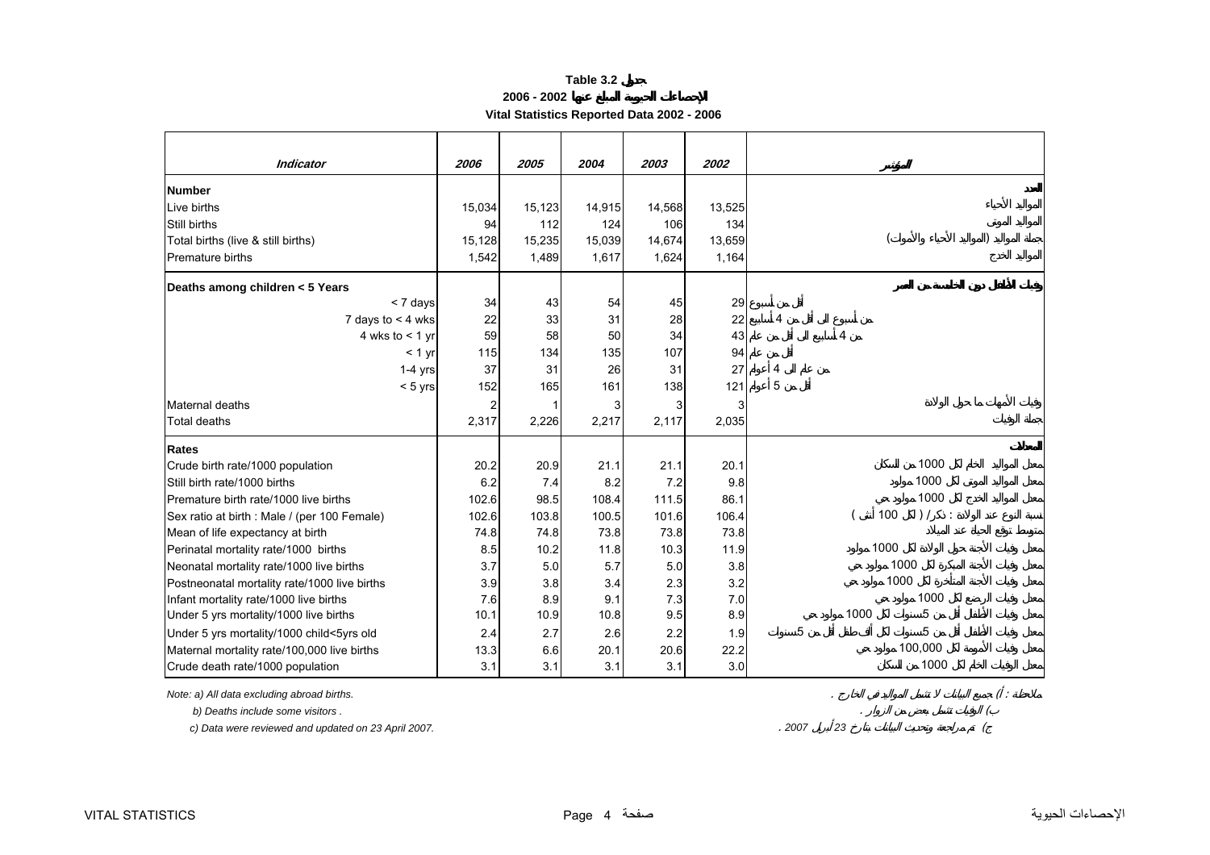**Table 3.2 جدول**

**الإحصاءات الحيوية المبلغ عنها 2002 - 2006**

**Vital Statistics Reported Data 2002 - 2006**

| *Indicator* | *2006* | *2005* | *2004* | *2003* | *2002* | المؤشر |
|---|---|---|---|---|---|---|
| **Number** | | | | | | العدد |
| Live births | 15,034 | 15,123 | 14,915 | 14,568 | 13,525 | المواليد الأحياء |
| Still births | 94 | 112 | 124 | 106 | 134 | المواليد الموتى |
| Total births (live & still births) | 15,128 | 15,235 | 15,039 | 14,674 | 13,659 | جملة المواليد (المواليد الأحياء والأموات) |
| Premature births | 1,542 | 1,489 | 1,617 | 1,624 | 1,164 | المواليد الخدج |
| **Deaths among children < 5 Years** | | | | | | وفيات الأطفال دون الخامسة من العمر |
| < 7 days | 34 | 43 | 54 | 45 | 29 | أقل من أسبوع |
| 7 days to < 4 wks | 22 | 33 | 31 | 28 | 22 | من أسبوع الى أقل من 4 أسابيع |
| 4 wks to < 1 yr | 59 | 58 | 50 | 34 | 43 | من 4 أسابيع الى أقل من عام |
| < 1 yr | 115 | 134 | 135 | 107 | 94 | أقل من عام |
| 1-4 yrs | 37 | 31 | 26 | 31 | 27 | من عام الى 4 أعوام |
| < 5 yrs | 152 | 165 | 161 | 138 | 121 | أقل من 5 أعوام |
| Maternal deaths | 2 | 1 | 3 | 3 | 3 | وفيات الأمهات ما حول الولادة |
| Total deaths | 2,317 | 2,226 | 2,217 | 2,117 | 2,035 | جملة الوفيات |
| **Rates** | | | | | | المعدلات |
| Crude birth rate/1000 population | 20.2 | 20.9 | 21.1 | 21.1 | 20.1 | معدل المواليد الخام لكل 1000 من السكان |
| Still birth rate/1000 births | 6.2 | 7.4 | 8.2 | 7.2 | 9.8 | معدل المواليد الموتى لكل 1000 مولود |
| Premature birth rate/1000 live births | 102.6 | 98.5 | 108.4 | 111.5 | 86.1 | معدل المواليد الخدج لكل 1000 مولود حي |
| Sex ratio at birth : Male / (per 100 Female) | 102.6 | 103.8 | 100.5 | 101.6 | 106.4 | نسبة النوع عند الولادة : ذكر/ ( لكل 100 أنثى ) |
| Mean of life expectancy at birth | 74.8 | 74.8 | 73.8 | 73.8 | 73.8 | متوسط توقع الحياة عند الميلاد |
| Perinatal mortality rate/1000 births | 8.5 | 10.2 | 11.8 | 10.3 | 11.9 | وفيات الأجنة حول الولادة لكل 1000 مولود |
| Neonatal mortality rate/1000 live births | 3.7 | 5.0 | 5.7 | 5.0 | 3.8 | معدل وفيات الأجنة المبكرة لكل 1000 مولود حي |
| Postneonatal mortality rate/1000 live births | 3.9 | 3.8 | 3.4 | 2.3 | 3.2 | معدل وفيات الأجنة المتأخرة لكل 1000 مولود حي |
| Infant mortality rate/1000 live births | 7.6 | 8.9 | 9.1 | 7.3 | 7.0 | معدل وفيات الرضع لكل 1000 مولود حي |
| Under 5 yrs mortality/1000 live births | 10.1 | 10.9 | 10.8 | 9.5 | 8.9 | معدل وفيات الأطفال أقل من 5سنوات لكل 1000 مولود حي |
| Under 5 yrs mortality/1000 child<5yrs old | 2.4 | 2.7 | 2.6 | 2.2 | 1.9 | معدل وفيات الأطفال أقل من 5سنوات لكل ألف طفل أقل من 5سنوات |
| Maternal mortality rate/100,000 live births | 13.3 | 6.6 | 20.1 | 20.6 | 22.2 | معدل وفيات الأمومة لكل 100,000 مولود حي |
| Crude death rate/1000 population | 3.1 | 3.1 | 3.1 | 3.1 | 3.0 | معدل الوفيات الخام لكل 1000 من السكان |

*Note: a) All data excluding abroad births.* — ملاحظة : (أ) جميع البيانات لا تشمل المواليد في الخارج .

*b) Deaths include some visitors .* — (ب) الوفيات تشمل بعض من الزوار .

*c) Data were reviewed and updated on 23 April 2007.* — (ج) تم مراجعة وتحديث البيانات بتاريخ 23 أبريل 2007 .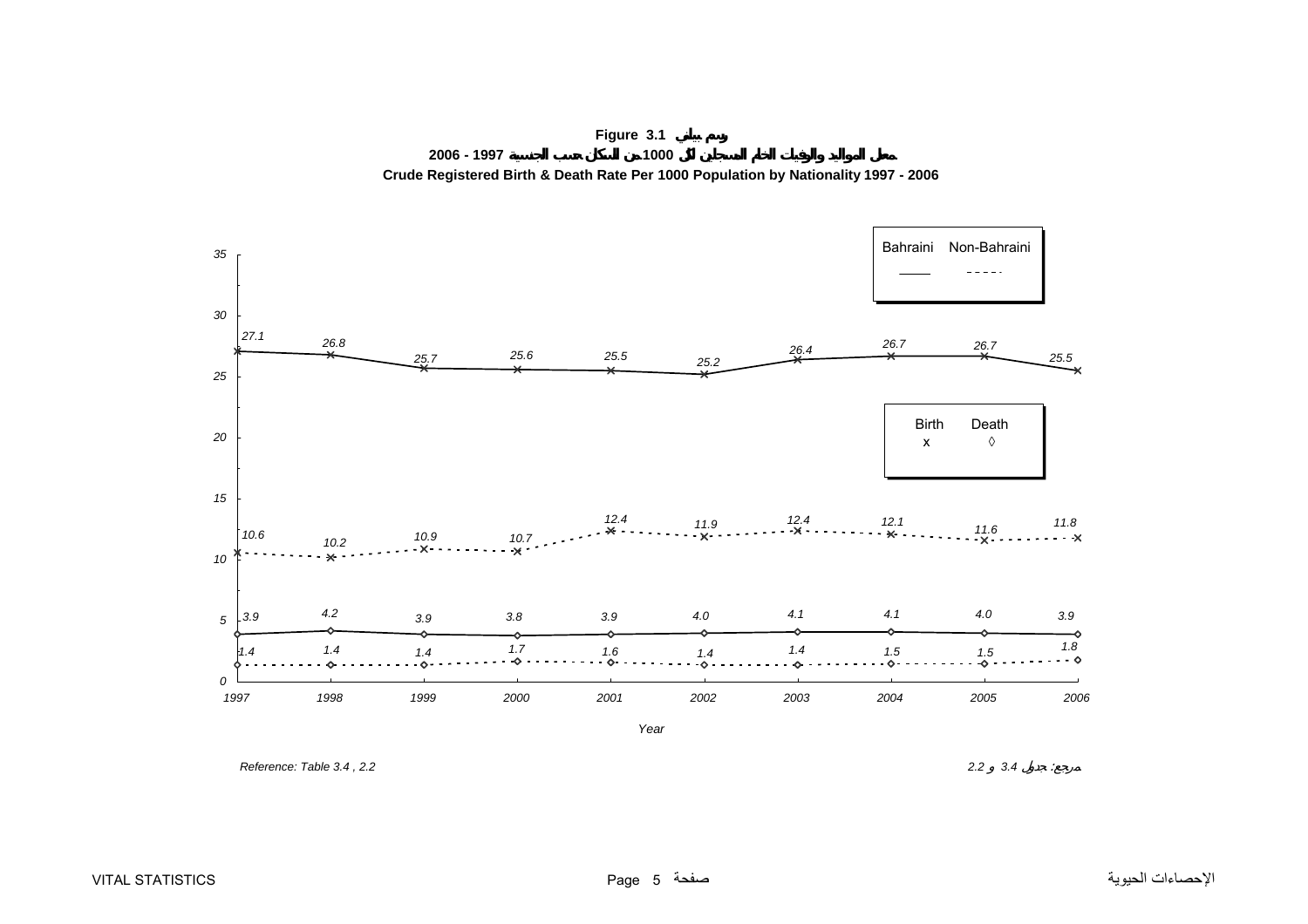**Figure 3.1 رسم بياني**

**معدل المواليد والوفيات الخام المسجلين لكل 1000 من السكان حسب الجنسية 1997 - 2006**

**Crude Registered Birth & Death Rate Per 1000 Population by Nationality 1997 - 2006**

| Year | Bahraini Birth | Non-Bahraini Birth | Bahraini Death | Non-Bahraini Death |
|---|---|---|---|---|
| 1997 | 27.1 | 10.6 | 3.9 | 1.4 |
| 1998 | 26.8 | 10.2 | 4.2 | 1.4 |
| 1999 | 25.7 | 10.9 | 3.9 | 1.4 |
| 2000 | 25.6 | 10.7 | 3.8 | 1.7 |
| 2001 | 25.5 | 12.4 | 3.9 | 1.6 |
| 2002 | 25.2 | 11.9 | 4.0 | 1.4 |
| 2003 | 26.4 | 12.4 | 4.1 | 1.4 |
| 2004 | 26.7 | 12.1 | 4.1 | 1.5 |
| 2005 | 26.7 | 11.6 | 4.0 | 1.5 |
| 2006 | 25.5 | 11.8 | 3.9 | 1.8 |

Reference: Table 3.4 , 2.2

مرجع: جدول 3.4 و 2.2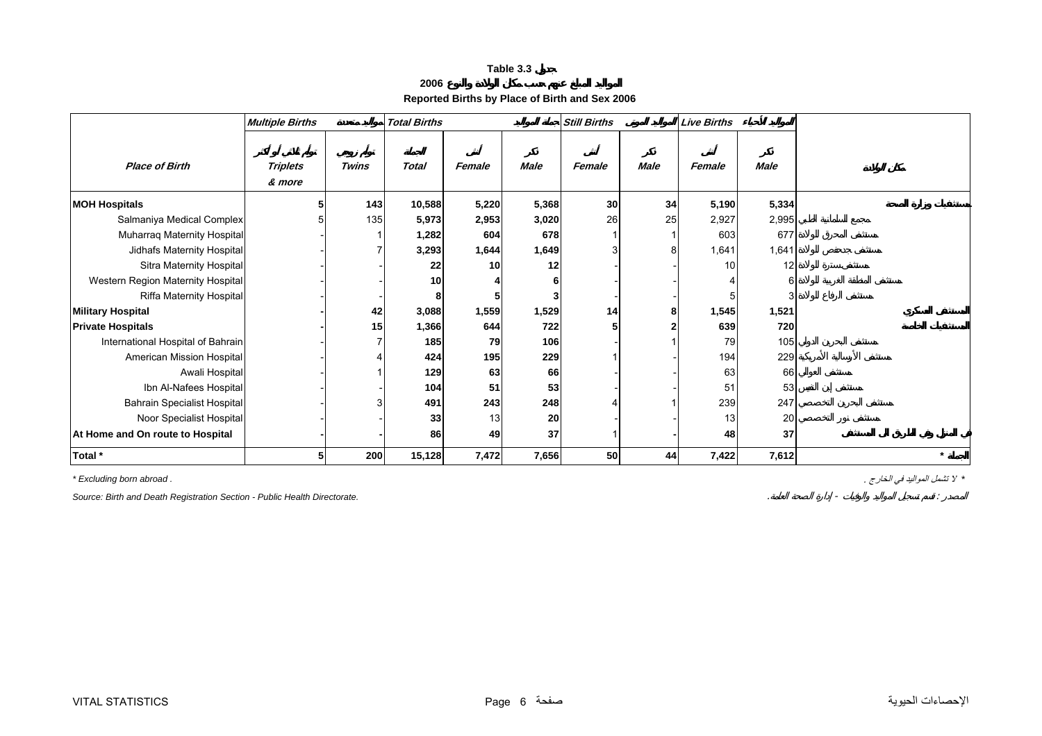**Table 3.3 جدول**

**المواليد المبلغ عنهم حسب مكان الولادة والنوع 2006**

**Reported Births by Place of Birth and Sex 2006**

| | Multiple Births المواليد المتعددة | | Total Births المواليد جملة | | | Still Births المواليد الموتى | | Live Births المواليد الأحياء | | |
|---|---|---|---|---|---|---|---|---|---|---|
| Place of Birth | توائم ثلاثية أو أكثر Triplets & more | توائم زوجية Twins | الجملة Total | أنثى Female | ذكر Male | أنثى Female | ذكر Male | أنثى Female | ذكر Male | مكان الولادة |
| **MOH Hospitals** | **5** | **143** | **10,588** | **5,220** | **5,368** | **30** | **34** | **5,190** | **5,334** | **مستشفيات وزارة الصحة** |
| Salmaniya Medical Complex | 5 | 135 | **5,973** | **2,953** | **3,020** | 26 | 25 | 2,927 | 2,995 | مجمع السلمانية الطبي |
| Muharraq Maternity Hospital | - | 1 | **1,282** | **604** | **678** | 1 | 1 | 603 | 677 | مستشفى المحرق للولادة |
| Jidhafs Maternity Hospital | - | 7 | **3,293** | **1,644** | **1,649** | 3 | 8 | 1,641 | 1,641 | مستشفى جدحفص للولادة |
| Sitra Maternity Hospital | - | - | **22** | **10** | **12** | - | - | 10 | 12 | مستشفى سترة للولادة |
| Western Region Maternity Hospital | - | - | **10** | **4** | **6** | - | - | 4 | 6 | مستشفى المنطقة الغربية للولادة |
| Riffa Maternity Hospital | - | - | **8** | **5** | **3** | - | - | 5 | 3 | مستشفى الرفاع للولادة |
| **Military Hospital** | **-** | **42** | **3,088** | **1,559** | **1,529** | **14** | **8** | **1,545** | **1,521** | **المستشفى العسكري** |
| **Private Hospitals** | **-** | **15** | **1,366** | **644** | **722** | **5** | **2** | **639** | **720** | **المستشفيات الخاصة** |
| International Hospital of Bahrain | - | 7 | **185** | **79** | **106** | - | 1 | 79 | 105 | مستشفى البحرين الدولي |
| American Mission Hospital | - | 4 | **424** | **195** | **229** | 1 | - | 194 | 229 | مستشفى الإرسالية الأمريكية |
| Awali Hospital | - | 1 | **129** | **63** | **66** | - | - | 63 | 66 | مستشفى العوالي |
| Ibn Al-Nafees Hospital | - | - | **104** | **51** | **53** | - | - | 51 | 53 | مستشفى إبن النفيس |
| Bahrain Specialist Hospital | - | 3 | **491** | **243** | **248** | 4 | 1 | 239 | 247 | مستشفى البحرين التخصصي |
| Noor Specialist Hospital | - | - | **33** | 13 | **20** | - | - | 13 | 20 | مستشفى نور التخصصي |
| **At Home and On route to Hospital** | **-** | **-** | **86** | **49** | **37** | **1** | **-** | **48** | **37** | **في المنزل وفي الطريق إلى المستشفى** |
| **Total *** | **5** | **200** | **15,128** | **7,472** | **7,656** | **50** | **44** | **7,422** | **7,612** | **الجملة *** |

* Excluding born abroad . — * لا تشمل المواليد في الخارج .

Source: Birth and Death Registration Section - Public Health Directorate. — المصدر : قسم تسجيل المواليد والوفيات - إدارة الصحة العامة.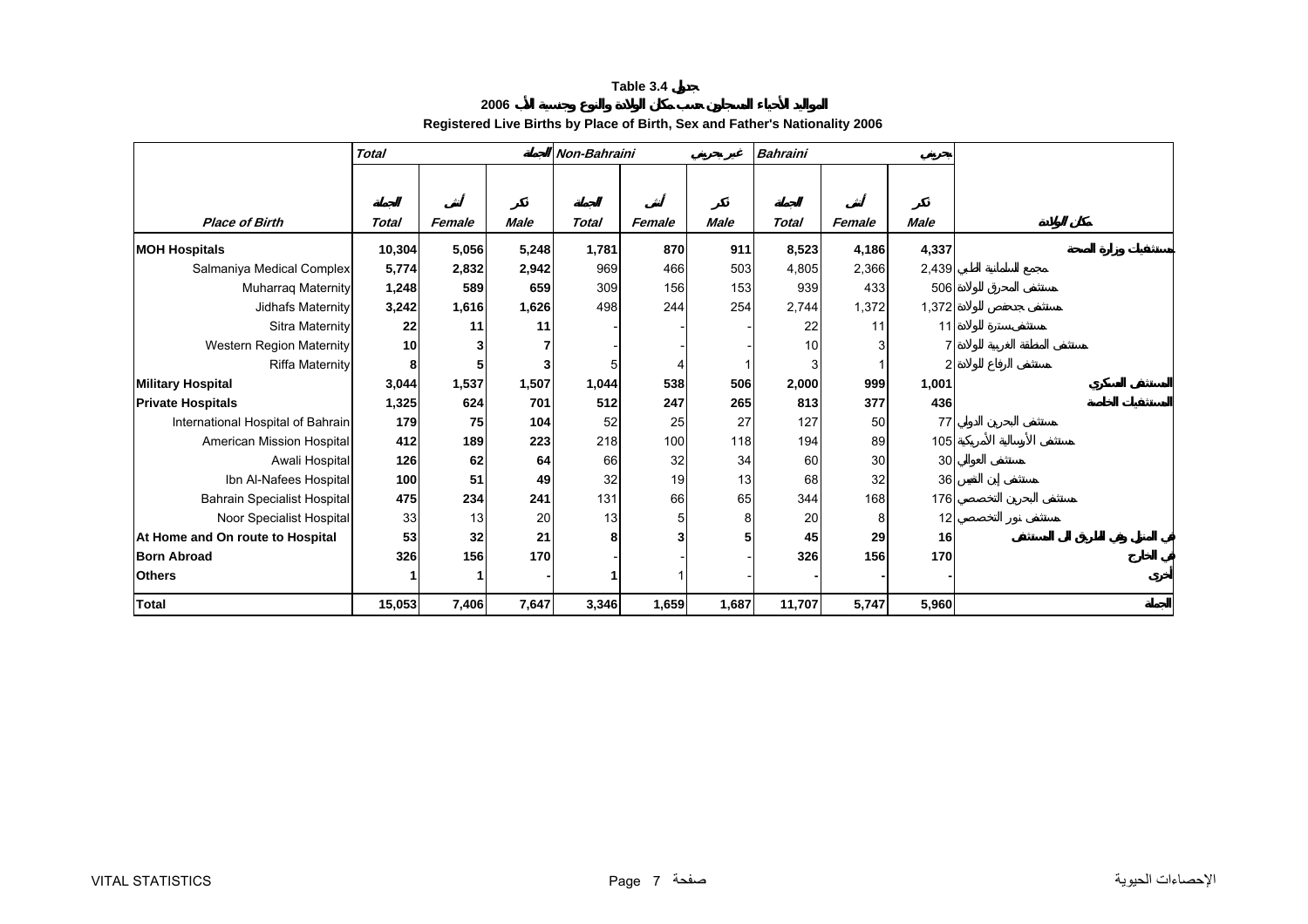**Table 3.4 جدول**

**المواليد الأحياء المسجلون حسب مكان الولادة والنوع وجنسية الأب 2006**

**Registered Live Births by Place of Birth, Sex and Father's Nationality 2006**

| | *Total* | | الجملة | *Non-Bahraini* | | غير بحريني | *Bahraini* | | بحريني | |
|---|---|---|---|---|---|---|---|---|---|---|
| ***Place of Birth*** | الجملة *Total* | أنثى *Female* | ذكر *Male* | الجملة *Total* | أنثى *Female* | ذكر *Male* | الجملة *Total* | أنثى *Female* | ذكر *Male* | **مكان الولادة** |
| **MOH Hospitals** | **10,304** | **5,056** | **5,248** | **1,781** | **870** | **911** | **8,523** | **4,186** | **4,337** | **مستشفيات وزارة الصحة** |
| Salmaniya Medical Complex | **5,774** | **2,832** | **2,942** | 969 | 466 | 503 | 4,805 | 2,366 | 2,439 | مجمع السلمانية الطبي |
| Muharraq Maternity | **1,248** | **589** | **659** | 309 | 156 | 153 | 939 | 433 | 506 | مستشفى المحرق للولادة |
| Jidhafs Maternity | **3,242** | **1,616** | **1,626** | 498 | 244 | 254 | 2,744 | 1,372 | 1,372 | مستشفى جدحفص للولادة |
| Sitra Maternity | **22** | **11** | **11** | - | - | - | 22 | 11 | 11 | مستشفى سترة للولادة |
| Western Region Maternity | **10** | **3** | **7** | - | - | - | 10 | 3 | 7 | مستشفى المنطقة الغربية للولادة |
| Riffa Maternity | **8** | **5** | **3** | 5 | 4 | 1 | 3 | 1 | 2 | مستشفى الرفاع للولادة |
| **Military Hospital** | **3,044** | **1,537** | **1,507** | **1,044** | **538** | **506** | **2,000** | **999** | **1,001** | **المستشفى العسكري** |
| **Private Hospitals** | **1,325** | **624** | **701** | **512** | **247** | **265** | **813** | **377** | **436** | **المستشفيات الخاصة** |
| International Hospital of Bahrain | **179** | **75** | **104** | 52 | 25 | 27 | 127 | 50 | 77 | مستشفى البحرين الدولي |
| American Mission Hospital | **412** | **189** | **223** | 218 | 100 | 118 | 194 | 89 | 105 | مستشفى الإرسالية الأمريكية |
| Awali Hospital | **126** | **62** | **64** | 66 | 32 | 34 | 60 | 30 | 30 | مستشفى العوالي |
| Ibn Al-Nafees Hospital | **100** | **51** | **49** | 32 | 19 | 13 | 68 | 32 | 36 | مستشفى إبن النفيس |
| Bahrain Specialist Hospital | **475** | **234** | **241** | 131 | 66 | 65 | 344 | 168 | 176 | مستشفى البحرين التخصصي |
| Noor Specialist Hospital | 33 | 13 | 20 | 13 | 5 | 8 | 20 | 8 | 12 | مستشفى نور التخصصي |
| **At Home and On route to Hospital** | **53** | **32** | **21** | **8** | **3** | **5** | **45** | **29** | **16** | **في المنزل وفي الطريق الى المستشفى** |
| **Born Abroad** | **326** | **156** | **170** | - | - | - | **326** | **156** | **170** | **في الخارج** |
| **Others** | **1** | **1** | **-** | **1** | 1 | - | **-** | **-** | **-** | **أخرى** |
| **Total** | **15,053** | **7,406** | **7,647** | **3,346** | **1,659** | **1,687** | **11,707** | **5,747** | **5,960** | **الجملة** |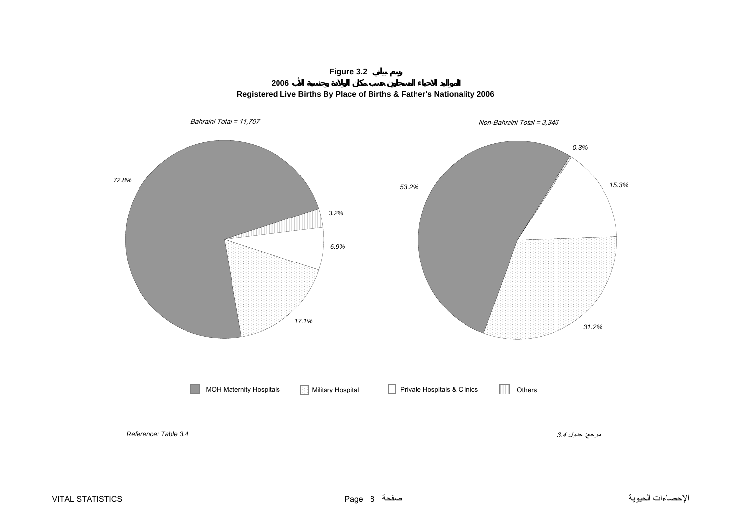**Figure 3.2 رسم بياني**

**المواليد الاحياء المسجلون حسب مكان الولادة وجنسية الأب 2006**

**Registered Live Births By Place of Births & Father's Nationality 2006**

*Bahraini Total = 11,707*

*72.8%*

*3.2%*

*6.9%*

*17.1%*

*Non-Bahraini Total = 3,346*

*0.3%*

*53.2%*

*15.3%*

*31.2%*

MOH Maternity Hospitals | Military Hospital | Private Hospitals & Clinics | Others

*Reference: Table 3.4*

مرجع: جدول *3.4*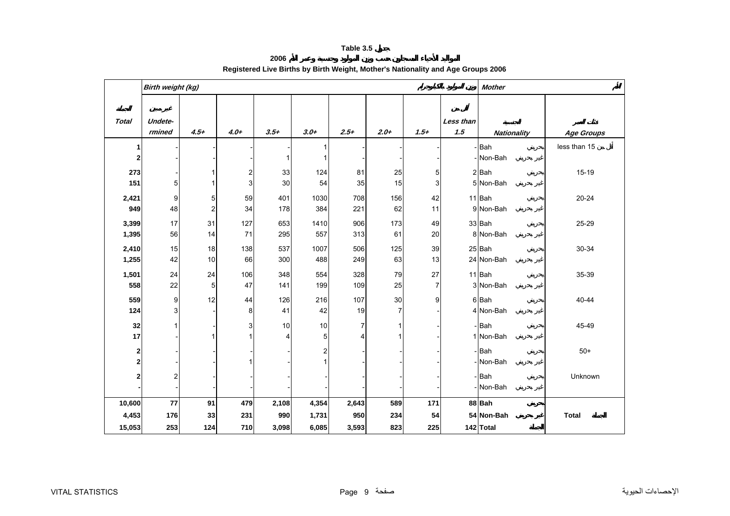**Table 3.5 جدول**

**المواليد الأحياء المسجلون حسب وزن المولود وجنسية وعمر الأم 2006**

**Registered Live Births by Birth Weight, Mother's Nationality and Age Groups 2006**

| الجملة<br>*Total* | *Birth weight (kg)*<br>غير مبين<br>*Undete- rmined* | *4.5+* | *4.0+* | *3.5+* | *3.0+* | *2.5+* | *2.0+* | *1.5+* | وزن المولود بالكيلوجرام<br>أقل من<br>*Less than 1.5* | *Mother*<br>الجنسية<br>*Nationality* | الأم<br>فئات العمر<br>*Age Groups* |
|---|---|---|---|---|---|---|---|---|---|---|---|
| **1** | - | - | - | - | 1 | - | - | - | - | Bah بحريني | less than 15 أقل من |
| **2** | - | - | - | 1 | 1 | - | - | - | - | Non-Bah غير بحريني | |
| **273** | - | 1 | 2 | 33 | 124 | 81 | 25 | 5 | 2 | Bah بحريني | 15-19 |
| **151** | 5 | 1 | 3 | 30 | 54 | 35 | 15 | 3 | 5 | Non-Bah غير بحريني | |
| **2,421** | 9 | 5 | 59 | 401 | 1030 | 708 | 156 | 42 | 11 | Bah بحريني | 20-24 |
| **949** | 48 | 2 | 34 | 178 | 384 | 221 | 62 | 11 | 9 | Non-Bah غير بحريني | |
| **3,399** | 17 | 31 | 127 | 653 | 1410 | 906 | 173 | 49 | 33 | Bah بحريني | 25-29 |
| **1,395** | 56 | 14 | 71 | 295 | 557 | 313 | 61 | 20 | 8 | Non-Bah غير بحريني | |
| **2,410** | 15 | 18 | 138 | 537 | 1007 | 506 | 125 | 39 | 25 | Bah بحريني | 30-34 |
| **1,255** | 42 | 10 | 66 | 300 | 488 | 249 | 63 | 13 | 24 | Non-Bah غير بحريني | |
| **1,501** | 24 | 24 | 106 | 348 | 554 | 328 | 79 | 27 | 11 | Bah بحريني | 35-39 |
| **558** | 22 | 5 | 47 | 141 | 199 | 109 | 25 | 7 | 3 | Non-Bah غير بحريني | |
| **559** | 9 | 12 | 44 | 126 | 216 | 107 | 30 | 9 | 6 | Bah بحريني | 40-44 |
| **124** | 3 | - | 8 | 41 | 42 | 19 | 7 | - | 4 | Non-Bah غير بحريني | |
| **32** | 1 | - | 3 | 10 | 10 | 7 | 1 | - | - | Bah بحريني | 45-49 |
| **17** | - | 1 | 1 | 4 | 5 | 4 | 1 | - | 1 | Non-Bah غير بحريني | |
| **2** | - | - | - | - | 2 | - | - | - | - | Bah بحريني | 50+ |
| **2** | - | - | 1 | - | 1 | - | - | - | - | Non-Bah غير بحريني | |
| **2** | 2 | - | - | - | - | - | - | - | - | Bah بحريني | Unknown |
| **-** | - | - | - | - | - | - | - | - | - | Non-Bah غير بحريني | |
| **10,600** | **77** | **91** | **479** | **2,108** | **4,354** | **2,643** | **589** | **171** | **88** | **Bah بحريني** | |
| **4,453** | **176** | **33** | **231** | **990** | **1,731** | **950** | **234** | **54** | **54** | **Non-Bah غير بحريني** | **Total الجملة** |
| **15,053** | **253** | **124** | **710** | **3,098** | **6,085** | **3,593** | **823** | **225** | **142** | **Total الجملة** | |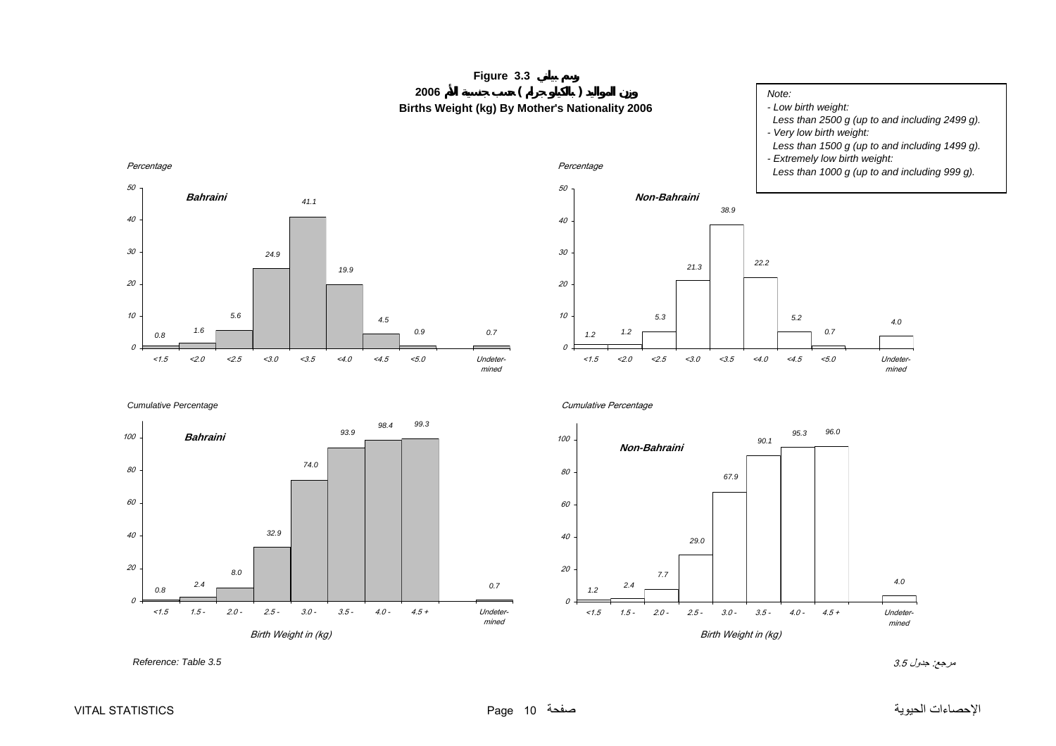# Figure 3.3 رسم بياني

## وزن المواليد ( بالكيلوجرام ) حسب جنسية الأم 2006

## Births Weight (kg) By Mother's Nationality 2006

*Note:*

- *Low birth weight:*
  *Less than 2500 g (up to and including 2499 g).*
- *Very low birth weight:*
  *Less than 1500 g (up to and including 1499 g).*
- *Extremely low birth weight:*
  *Less than 1000 g (up to and including 999 g).*

**Percentage**

| Birth Weight (kg) | Bahraini | Non-Bahraini |
|---|---|---|
| <1.5 | 0.8 | 1.2 |
| <2.0 | 1.6 | 1.2 |
| <2.5 | 5.6 | 5.3 |
| <3.0 | 24.9 | 21.3 |
| <3.5 | 41.1 | 38.9 |
| <4.0 | 19.9 | 22.2 |
| <4.5 | 4.5 | 5.2 |
| <5.0 | 0.9 | 0.7 |
| Undetermined | 0.7 | 4.0 |

**Cumulative Percentage**

| Birth Weight in (kg) | Bahraini | Non-Bahraini |
|---|---|---|
| <1.5 | 0.8 | 1.2 |
| 1.5 - | 2.4 | 2.4 |
| 2.0 - | 8.0 | 7.7 |
| 2.5 - | 32.9 | 29.0 |
| 3.0 - | 74.0 | 67.9 |
| 3.5 - | 93.9 | 90.1 |
| 4.0 - | 98.4 | 95.3 |
| 4.5 + | 99.3 | 96.0 |
| Undetermined | 0.7 | 4.0 |

*Reference: Table 3.5*

*مرجع: جدول 3.5*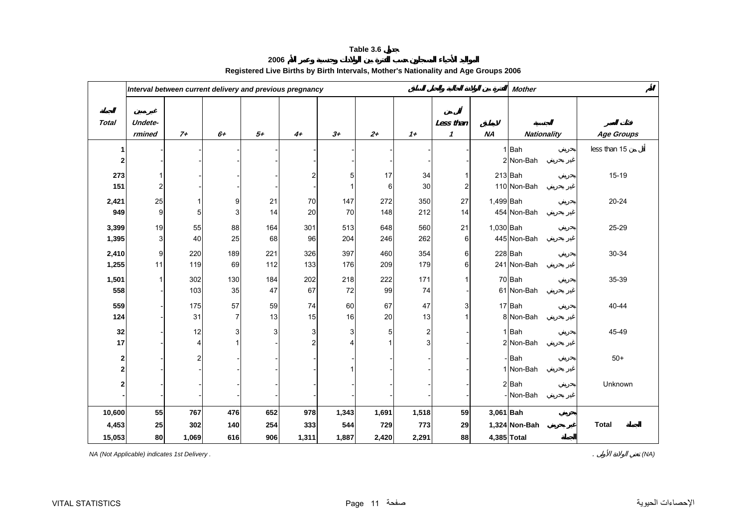**Table 3.6 جدول**

**المواليد الأحياء المسجلون حسب الفترة بين الولادات وجنسية وعمر الأم 2006**

**Registered Live Births by Birth Intervals, Mother's Nationality and Age Groups 2006**

| الجملة Total | غير مبين Undete-rmined | 7+ | 6+ | 5+ | 4+ | 3+ | 2+ | 1+ | أقل من Less than 1 | لا ينطبق NA | الجنسية Nationality | | فئات العمر Age Groups |
|---|---|---|---|---|---|---|---|---|---|---|---|---|---|
| | *Interval between current delivery and previous pregnancy الفترة بين الولادة الحالية والحمل السابق* | | | | | | | | | | *Mother الأم* | | |
| **1** | - | - | - | - | - | - | - | - | - | 1 | Bah | بحريني | less than 15 أقل من |
| **2** | - | - | - | - | - | - | - | - | - | 2 | Non-Bah | غير بحريني | |
| **273** | 1 | - | - | - | 2 | 5 | 17 | 34 | 1 | 213 | Bah | بحريني | 15-19 |
| **151** | 2 | - | - | - | - | 1 | 6 | 30 | 2 | 110 | Non-Bah | غير بحريني | |
| **2,421** | 25 | 1 | 9 | 21 | 70 | 147 | 272 | 350 | 27 | 1,499 | Bah | بحريني | 20-24 |
| **949** | 9 | 5 | 3 | 14 | 20 | 70 | 148 | 212 | 14 | 454 | Non-Bah | غير بحريني | |
| **3,399** | 19 | 55 | 88 | 164 | 301 | 513 | 648 | 560 | 21 | 1,030 | Bah | بحريني | 25-29 |
| **1,395** | 3 | 40 | 25 | 68 | 96 | 204 | 246 | 262 | 6 | 445 | Non-Bah | غير بحريني | |
| **2,410** | 9 | 220 | 189 | 221 | 326 | 397 | 460 | 354 | 6 | 228 | Bah | بحريني | 30-34 |
| **1,255** | 11 | 119 | 69 | 112 | 133 | 176 | 209 | 179 | 6 | 241 | Non-Bah | غير بحريني | |
| **1,501** | 1 | 302 | 130 | 184 | 202 | 218 | 222 | 171 | 1 | 70 | Bah | بحريني | 35-39 |
| **558** | - | 103 | 35 | 47 | 67 | 72 | 99 | 74 | - | 61 | Non-Bah | غير بحريني | |
| **559** | - | 175 | 57 | 59 | 74 | 60 | 67 | 47 | 3 | 17 | Bah | بحريني | 40-44 |
| **124** | - | 31 | 7 | 13 | 15 | 16 | 20 | 13 | 1 | 8 | Non-Bah | غير بحريني | |
| **32** | - | 12 | 3 | 3 | 3 | 3 | 5 | 2 | - | 1 | Bah | بحريني | 45-49 |
| **17** | - | 4 | 1 | - | 2 | 4 | 1 | 3 | - | 2 | Non-Bah | غير بحريني | |
| **2** | - | 2 | - | - | - | - | - | - | - | - | Bah | بحريني | 50+ |
| **2** | - | - | - | - | - | 1 | - | - | - | 1 | Non-Bah | غير بحريني | |
| **2** | - | - | - | - | - | - | - | - | - | 2 | Bah | بحريني | Unknown |
| **-** | - | - | - | - | - | - | - | - | - | - | Non-Bah | غير بحريني | |
| **10,600** | **55** | **767** | **476** | **652** | **978** | **1,343** | **1,691** | **1,518** | **59** | **3,061** | **Bah** | **بحريني** | |
| **4,453** | **25** | **302** | **140** | **254** | **333** | **544** | **729** | **773** | **29** | **1,324** | **Non-Bah** | **غير بحريني** | **Total الجملة** |
| **15,053** | **80** | **1,069** | **616** | **906** | **1,311** | **1,887** | **2,420** | **2,291** | **88** | **4,385** | **Total** | **الجملة** | |

*NA (Not Applicable) indicates 1st Delivery .*

*(NA) تعني الولادة الأولى .*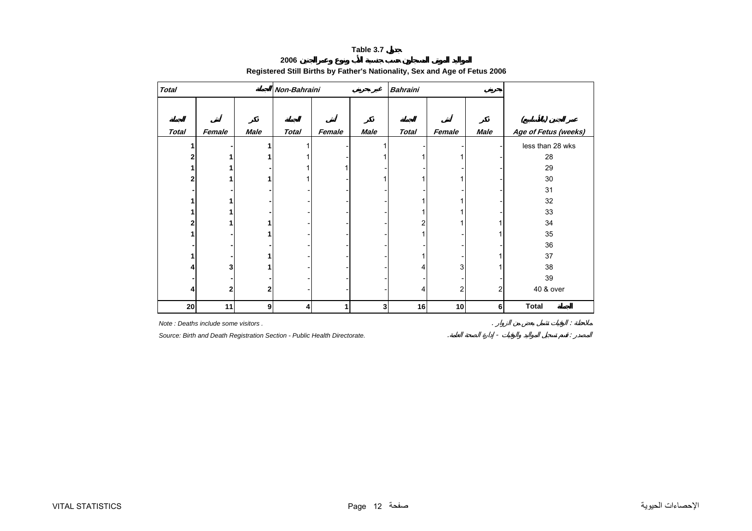# Table 3.7 جدول

## المواليد الموتى المسجلون حسب جنسية الأب ونوع وعمر الجنين 2006

## Registered Still Births by Father's Nationality, Sex and Age of Fetus 2006

| Total الجملة | | | Non-Bahraini غير بحريني | | | Bahraini بحريني | | | |
|---|---|---|---|---|---|---|---|---|---|
| الجملة Total | أنثى Female | ذكر Male | الجملة Total | أنثى Female | ذكر Male | الجملة Total | أنثى Female | ذكر Male | عمر الجنين (بالأسابيع) Age of Fetus (weeks) |
| **1** | **-** | **1** | 1 | - | 1 | - | - | - | less than 28 wks |
| **2** | **1** | **1** | 1 | - | 1 | 1 | 1 | - | 28 |
| **1** | **1** | **-** | 1 | 1 | - | - | - | - | 29 |
| **2** | **1** | **1** | 1 | - | 1 | 1 | 1 | - | 30 |
| **-** | **-** | **-** | - | - | - | - | - | - | 31 |
| **1** | **1** | **-** | - | - | - | 1 | 1 | - | 32 |
| **1** | **1** | **-** | - | - | - | 1 | 1 | - | 33 |
| **2** | **1** | **1** | - | - | - | 2 | 1 | 1 | 34 |
| **1** | **-** | **1** | - | - | - | 1 | - | 1 | 35 |
| **-** | **-** | **-** | - | - | - | - | - | - | 36 |
| **1** | **-** | **1** | - | - | - | 1 | - | 1 | 37 |
| **4** | **3** | **1** | - | - | - | 4 | 3 | 1 | 38 |
| **-** | **-** | **-** | - | - | - | - | - | - | 39 |
| **4** | **2** | **2** | - | - | - | 4 | 2 | 2 | 40 & over |
| **20** | **11** | **9** | **4** | **1** | **3** | **16** | **10** | **6** | **Total الجملة** |

*Note : Deaths include some visitors .* ملاحظة : الوفيات تشمل بعض من الزوار .

*Source: Birth and Death Registration Section - Public Health Directorate.* المصدر : قسم تسجيل المواليد والوفيات - إدارة الصحة العامة.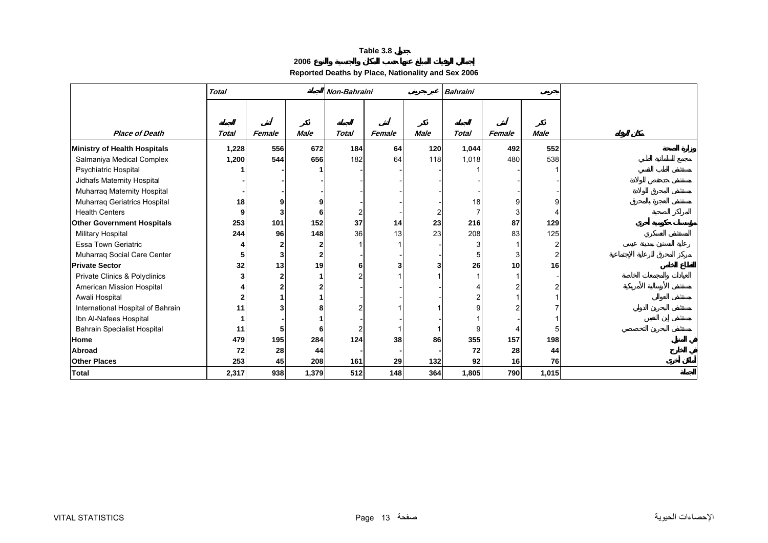**Table 3.8 جدول**

**2006 إجمالي الوفيات المبلغ عنها حسب المكان والجنسية والنوع**

**Reported Deaths by Place, Nationality and Sex 2006**

| Place of Death | Total | | | Non-Bahraini | | | Bahraini | | | مكان الوفاة |
|---|---|---|---|---|---|---|---|---|---|---|
| | Total | Female | Male | Total | Female | Male | Total | Female | Male | |
| **Ministry of Health Hospitals** | **1,228** | **556** | **672** | **184** | **64** | **120** | **1,044** | **492** | **552** | **وزارة الصحة** |
| Salmaniya Medical Complex | 1,200 | 544 | 656 | 182 | 64 | 118 | 1,018 | 480 | 538 | مجمع السلمانية الطبي |
| Psychiatric Hospital | 1 | - | 1 | - | - | - | 1 | - | 1 | مستشفى الطب النفسي |
| Jidhafs Maternity Hospital | - | - | - | - | - | - | - | - | - | مستشفى جدحفص للولادة |
| Muharraq Maternity Hospital | - | - | - | - | - | - | - | - | - | مستشفى المحرق للولادة |
| Muharraq Geriatrics Hospital | 18 | 9 | 9 | - | - | - | 18 | 9 | 9 | مستشفى العجزة بالمحرق |
| Health Centers | 9 | 3 | 6 | 2 | - | 2 | 7 | 3 | 4 | المراكز الصحية |
| **Other Government Hospitals** | **253** | **101** | **152** | **37** | **14** | **23** | **216** | **87** | **129** | **مؤسسات حكومية أخرى** |
| Military Hospital | 244 | 96 | 148 | 36 | 13 | 23 | 208 | 83 | 125 | المستشفى العسكري |
| Essa Town Geriatric | 4 | 2 | 2 | 1 | 1 | - | 3 | 1 | 2 | رعاية المسنين بمدينة عيسى |
| Muharraq Social Care Center | 5 | 3 | 2 | - | - | - | 5 | 3 | 2 | مركز المحرق للرعاية الإجتماعية |
| **Private Sector** | **32** | **13** | **19** | **6** | **3** | **3** | **26** | **10** | **16** | **القطاع الخاص** |
| Private Clinics & Polyclinics | 3 | 2 | 1 | 2 | 1 | 1 | 1 | 1 | - | العيادات والمجمعات الخاصة |
| American Mission Hospital | 4 | 2 | 2 | - | - | - | 4 | 2 | 2 | مستشفى الإرسالية الأمريكية |
| Awali Hospital | 2 | 1 | 1 | - | - | - | 2 | 1 | 1 | مستشفى العوالي |
| International Hospital of Bahrain | 11 | 3 | 8 | 2 | 1 | 1 | 9 | 2 | 7 | مستشفى البحرين الدولي |
| Ibn Al-Nafees Hospital | 1 | - | 1 | - | - | - | 1 | - | 1 | مستشفى إبن النفيس |
| Bahrain Specialist Hospital | 11 | 5 | 6 | 2 | 1 | 1 | 9 | 4 | 5 | مستشفى البحرين التخصصي |
| **Home** | **479** | **195** | **284** | **124** | **38** | **86** | **355** | **157** | **198** | **في المنزل** |
| **Abroad** | **72** | **28** | **44** | **-** | **-** | **-** | **72** | **28** | **44** | **في الخارج** |
| **Other Places** | **253** | **45** | **208** | **161** | **29** | **132** | **92** | **16** | **76** | **أماكن أخرى** |
| **Total** | **2,317** | **938** | **1,379** | **512** | **148** | **364** | **1,805** | **790** | **1,015** | **المجموع** |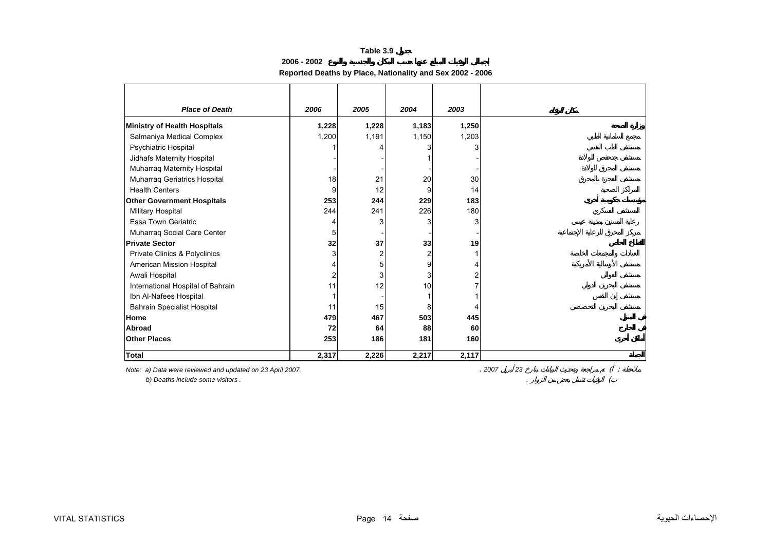# Table 3.9 جدول

## إجمالي الوفيات المبلغ عنها حسب المكان والجنسية والنوع 2002 - 2006

## Reported Deaths by Place, Nationality and Sex 2002 - 2006

| Place of Death | 2006 | 2005 | 2004 | 2003 | مكان الوفاة |
|---|---|---|---|---|---|
| **Ministry of Health Hospitals** | **1,228** | **1,228** | **1,183** | **1,250** | **وزارة الصحة** |
| Salmaniya Medical Complex | 1,200 | 1,191 | 1,150 | 1,203 | مجمع السلمانية الطبي |
| Psychiatric Hospital | 1 | 4 | 3 | 3 | مستشفى الطب النفسي |
| Jidhafs Maternity Hospital | - | - | 1 | - | مستشفى جدحفص للولادة |
| Muharraq Maternity Hospital | - | - | - | - | مستشفى المحرق للولادة |
| Muharraq Geriatrics Hospital | 18 | 21 | 20 | 30 | مستشفى العجزة بالمحرق |
| Health Centers | 9 | 12 | 9 | 14 | المراكز الصحية |
| **Other Government Hospitals** | **253** | **244** | **229** | **183** | **مؤسسات حكومية أخرى** |
| Military Hospital | 244 | 241 | 226 | 180 | المستشفى العسكري |
| Essa Town Geriatric | 4 | 3 | 3 | 3 | رعاية المسنين بمدينة عيسى |
| Muharraq Social Care Center | 5 | - | - | - | مركز المحرق للرعاية الإجتماعية |
| **Private Sector** | **32** | **37** | **33** | **19** | **القطاع الخاص** |
| Private Clinics & Polyclinics | 3 | 2 | 2 | 1 | العيادات والمجمعات الخاصة |
| American Mission Hospital | 4 | 5 | 9 | 4 | مستشفى الأرسالية الأمريكية |
| Awali Hospital | 2 | 3 | 3 | 2 | مستشفى العوالي |
| International Hospital of Bahrain | 11 | 12 | 10 | 7 | مستشفى البحرين الدولي |
| Ibn Al-Nafees Hospital | 1 | - | 1 | 1 | مستشفى إبن النفيس |
| Bahrain Specialist Hospital | 11 | 15 | 8 | 4 | مستشفى البحرين التخصصي |
| **Home** | **479** | **467** | **503** | **445** | **في المنزل** |
| **Abroad** | **72** | **64** | **88** | **60** | **في الخارج** |
| **Other Places** | **253** | **186** | **181** | **160** | **أماكن أخرى** |
| **Total** | **2,317** | **2,226** | **2,217** | **2,117** | **الجملة** |

*Note: a) Data were reviewed and updated on 23 April 2007.*

*b) Deaths include some visitors .*

*ملاحظة : أ) تم مراجعة وتحديث البيانات بتاريخ 23 أبريل 2007 .*

*ب) الوفيات تشمل بعض من الزوار .*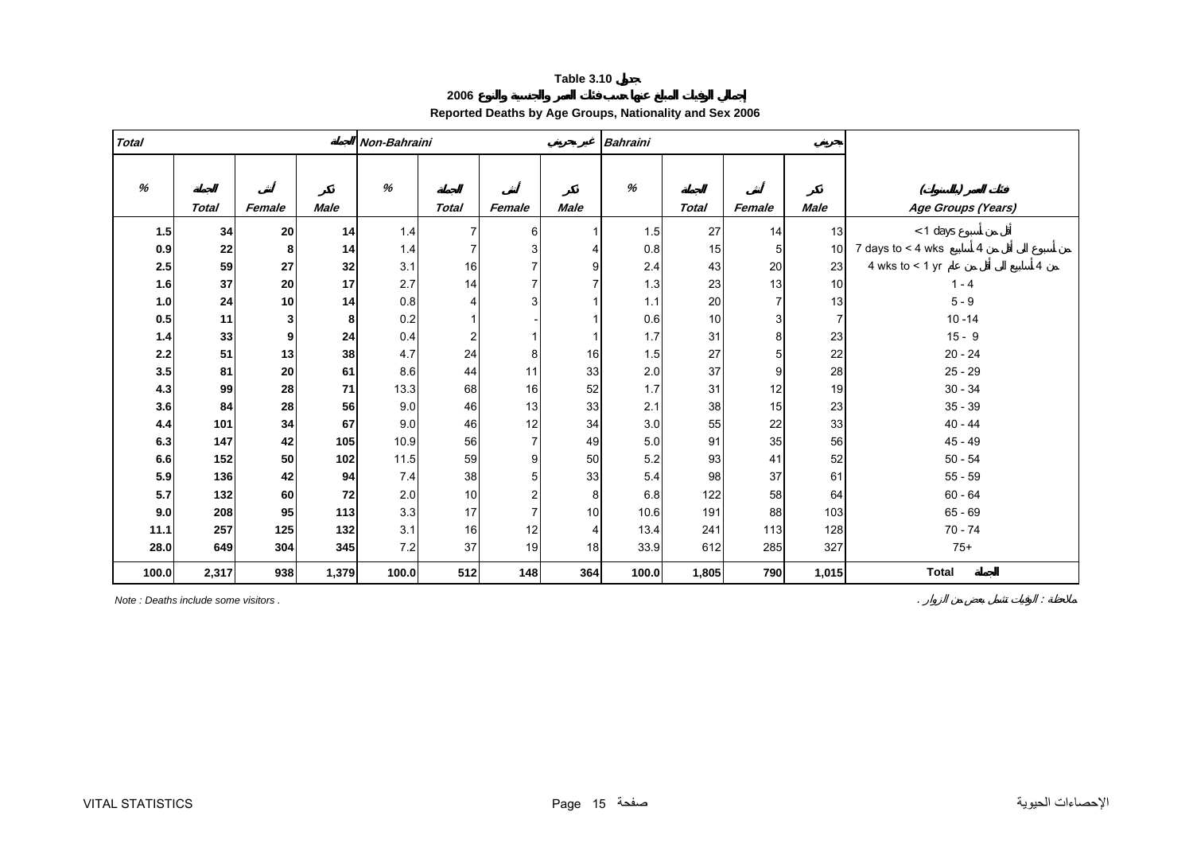# Table 3.10 جدول

## إجمالي الوفيات المبلغ عنها حسب فئات العمر والجنسية والنوع 2006

### Reported Deaths by Age Groups, Nationality and Sex 2006

| *Total* الجملة | | | | *Non-Bahraini* غير بحريني | | | | *Bahraini* بحريني | | | | |
|---|---|---|---|---|---|---|---|---|---|---|---|---|
| *%* | الجملة *Total* | أنثى *Female* | ذكر *Male* | *%* | الجملة *Total* | أنثى *Female* | ذكر *Male* | *%* | الجملة *Total* | أنثى *Female* | ذكر *Male* | فئات العمر (بالسنوات) *Age Groups (Years)* |
| **1.5** | **34** | **20** | **14** | 1.4 | 7 | 6 | 1 | 1.5 | 27 | 14 | 13 | < 1 days أقل من أسبوع |
| **0.9** | **22** | **8** | **14** | 1.4 | 7 | 3 | 4 | 0.8 | 15 | 5 | 10 | 7 days to < 4 wks من أسبوع الى أقل من 4 أسابيع |
| **2.5** | **59** | **27** | **32** | 3.1 | 16 | 7 | 9 | 2.4 | 43 | 20 | 23 | 4 wks to < 1 yr من 4 أسابيع الى أقل من عام |
| **1.6** | **37** | **20** | **17** | 2.7 | 14 | 7 | 7 | 1.3 | 23 | 13 | 10 | 1 - 4 |
| **1.0** | **24** | **10** | **14** | 0.8 | 4 | 3 | 1 | 1.1 | 20 | 7 | 13 | 5 - 9 |
| **0.5** | **11** | **3** | **8** | 0.2 | 1 | - | 1 | 0.6 | 10 | 3 | 7 | 10 -14 |
| **1.4** | **33** | **9** | **24** | 0.4 | 2 | 1 | 1 | 1.7 | 31 | 8 | 23 | 15 - 9 |
| **2.2** | **51** | **13** | **38** | 4.7 | 24 | 8 | 16 | 1.5 | 27 | 5 | 22 | 20 - 24 |
| **3.5** | **81** | **20** | **61** | 8.6 | 44 | 11 | 33 | 2.0 | 37 | 9 | 28 | 25 - 29 |
| **4.3** | **99** | **28** | **71** | 13.3 | 68 | 16 | 52 | 1.7 | 31 | 12 | 19 | 30 - 34 |
| **3.6** | **84** | **28** | **56** | 9.0 | 46 | 13 | 33 | 2.1 | 38 | 15 | 23 | 35 - 39 |
| **4.4** | **101** | **34** | **67** | 9.0 | 46 | 12 | 34 | 3.0 | 55 | 22 | 33 | 40 - 44 |
| **6.3** | **147** | **42** | **105** | 10.9 | 56 | 7 | 49 | 5.0 | 91 | 35 | 56 | 45 - 49 |
| **6.6** | **152** | **50** | **102** | 11.5 | 59 | 9 | 50 | 5.2 | 93 | 41 | 52 | 50 - 54 |
| **5.9** | **136** | **42** | **94** | 7.4 | 38 | 5 | 33 | 5.4 | 98 | 37 | 61 | 55 - 59 |
| **5.7** | **132** | **60** | **72** | 2.0 | 10 | 2 | 8 | 6.8 | 122 | 58 | 64 | 60 - 64 |
| **9.0** | **208** | **95** | **113** | 3.3 | 17 | 7 | 10 | 10.6 | 191 | 88 | 103 | 65 - 69 |
| **11.1** | **257** | **125** | **132** | 3.1 | 16 | 12 | 4 | 13.4 | 241 | 113 | 128 | 70 - 74 |
| **28.0** | **649** | **304** | **345** | 7.2 | 37 | 19 | 18 | 33.9 | 612 | 285 | 327 | 75+ |
| **100.0** | **2,317** | **938** | **1,379** | **100.0** | **512** | **148** | **364** | **100.0** | **1,805** | **790** | **1,015** | **Total** الجملة |

*Note : Deaths include some visitors .*

ملاحظة : الوفيات تشمل بعض من الزوار .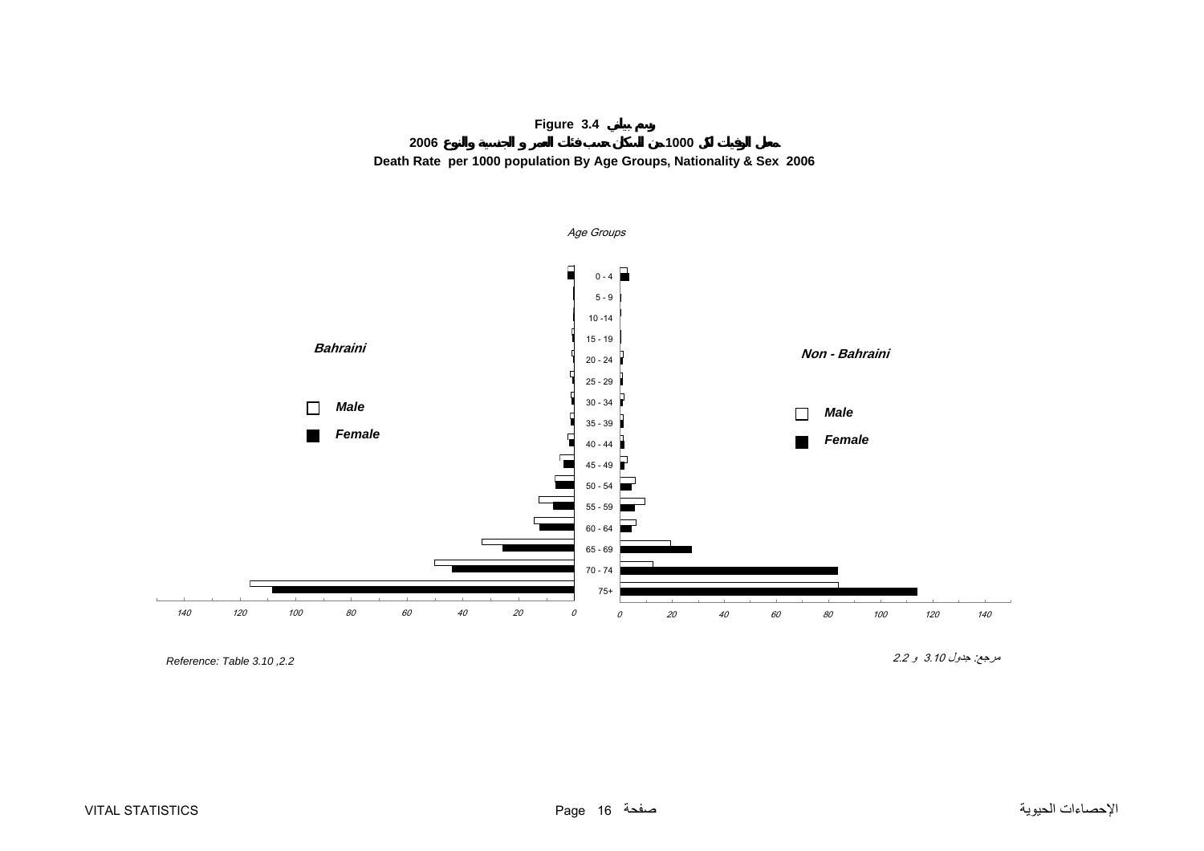**Figure 3.4 رسم بياني**

**معدل الوفيات لكل 1000 من السكان حسب فئات العمر و الجنسية والنوع 2006**

**Death Rate per 1000 population By Age Groups, Nationality & Sex 2006**

*Age Groups*

***Bahraini***

***Male***

***Female***

***Non - Bahraini***

***Male***

***Female***

0 - 4
5 - 9
10 -14
15 - 19
20 - 24
25 - 29
30 - 34
35 - 39
40 - 44
45 - 49
50 - 54
55 - 59
60 - 64
65 - 69
70 - 74
75+

*140 120 100 80 60 40 20 0*

*0 20 40 60 80 100 120 140*

*Reference: Table 3.10 ,2.2*

*مرجع: جدول 3.10 و 2.2*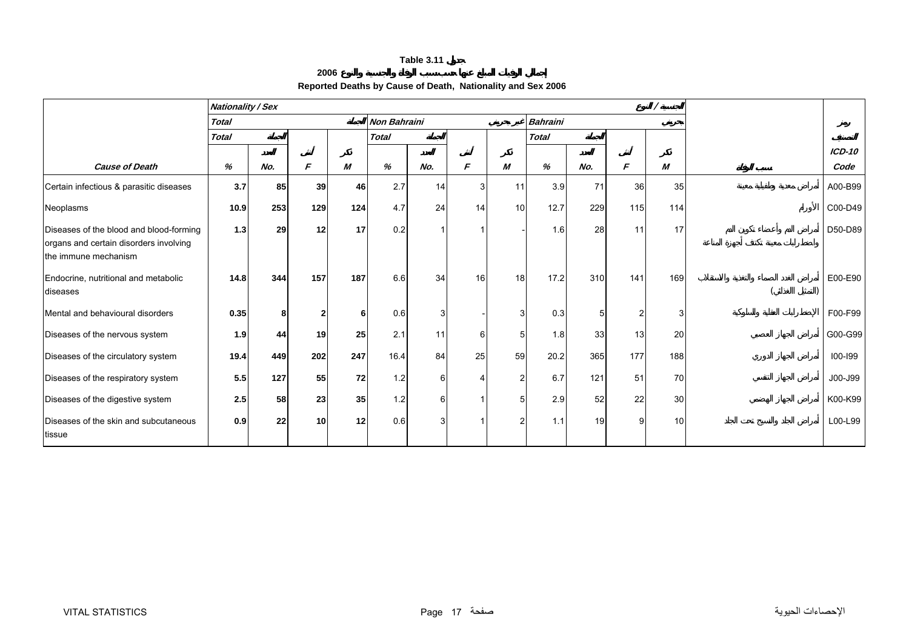**Table 3.11 جدول**

**إجمالي الوفيات المبلغ عنها حسب سبب الوفاة والجنسية والنوع 2006**

**Reported Deaths by Cause of Death, Nationality and Sex 2006**

| | *Nationality / Sex* | | | | | | | | | | | *الجنسية / النوع* | | |
|---|---|---|---|---|---|---|---|---|---|---|---|---|---|---|
| | *Total* | | | *المجموع* | *Non Bahraini* | | | *غير بحريني* | *Bahraini* | | | *بحريني* | | *رمز التصنيف* |
| | *Total* | *المجموع* | | | *Total* | *المجموع* | | | *Total* | *المجموع* | | | | |
| | | *العدد* | *أنثى* | *ذكر* | | *العدد* | *أنثى* | *ذكر* | | *العدد* | *أنثى* | *ذكر* | | *ICD-10* |
| ***Cause of Death*** | *%* | *No.* | *F* | *M* | *%* | *No.* | *F* | *M* | *%* | *No.* | *F* | *M* | *سبب الوفاة* | *Code* |
| Certain infectious & parasitic diseases | **3.7** | **85** | **39** | **46** | 2.7 | 14 | 3 | 11 | 3.9 | 71 | 36 | 35 | أمراض معدية وطفيلية معينة | A00-B99 |
| Neoplasms | **10.9** | **253** | **129** | **124** | 4.7 | 24 | 14 | 10 | 12.7 | 229 | 115 | 114 | الأورام | C00-D49 |
| Diseases of the blood and blood-forming organs and certain disorders involving the immune mechanism | **1.3** | **29** | **12** | **17** | 0.2 | 1 | 1 | - | 1.6 | 28 | 11 | 17 | أمراض الدم وأعضاء تكوين الدم واضطرابات معينة تكتنف أجهزة المناعة | D50-D89 |
| Endocrine, nutritional and metabolic diseases | **14.8** | **344** | **157** | **187** | 6.6 | 34 | 16 | 18 | 17.2 | 310 | 141 | 169 | أمراض الغدد الصماء والتغذية والاستقلاب (التمثيل الغذائي) | E00-E90 |
| Mental and behavioural disorders | **0.35** | **8** | **2** | **6** | 0.6 | 3 | - | 3 | 0.3 | 5 | 2 | 3 | الإضطرابات العقلية والسلوكية | F00-F99 |
| Diseases of the nervous system | **1.9** | **44** | **19** | **25** | 2.1 | 11 | 6 | 5 | 1.8 | 33 | 13 | 20 | أمراض الجهاز العصبي | G00-G99 |
| Diseases of the circulatory system | **19.4** | **449** | **202** | **247** | 16.4 | 84 | 25 | 59 | 20.2 | 365 | 177 | 188 | أمراض الجهاز الدوري | I00-I99 |
| Diseases of the respiratory system | **5.5** | **127** | **55** | **72** | 1.2 | 6 | 4 | 2 | 6.7 | 121 | 51 | 70 | أمراض الجهاز التنفسي | J00-J99 |
| Diseases of the digestive system | **2.5** | **58** | **23** | **35** | 1.2 | 6 | 1 | 5 | 2.9 | 52 | 22 | 30 | أمراض الجهاز الهضمي | K00-K99 |
| Diseases of the skin and subcutaneous tissue | **0.9** | **22** | **10** | **12** | 0.6 | 3 | 1 | 2 | 1.1 | 19 | 9 | 10 | أمراض الجلد والنسيج تحت الجلد | L00-L99 |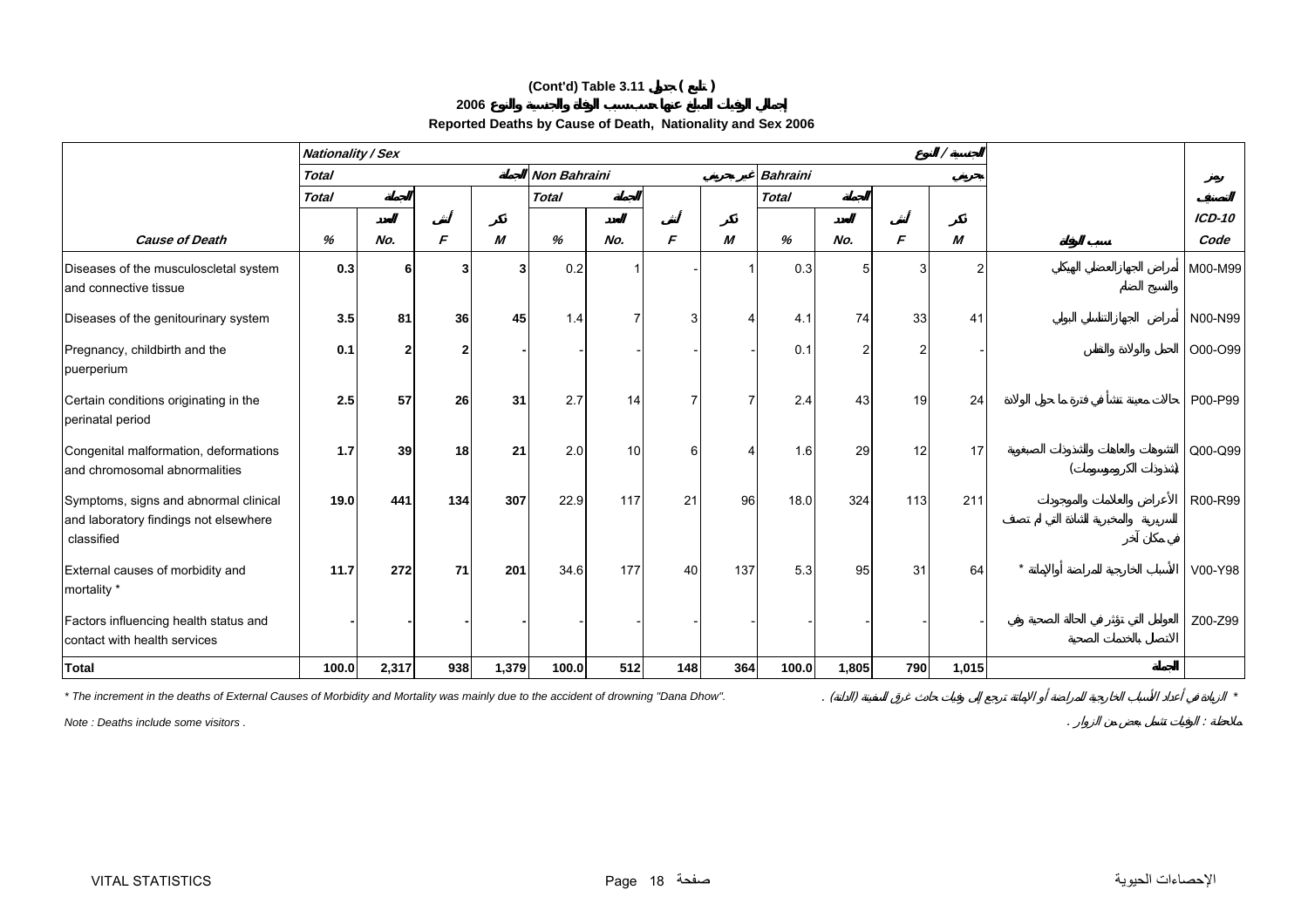**(Cont'd) Table 3.11 جدول ( تابع )**

**إجمالي الوفيات المبلغ عنها حسب سبب الوفاة والجنسية والنوع 2006**

**Reported Deaths by Cause of Death, Nationality and Sex 2006**

| | Nationality / Sex | | | | | | | | | | | الجنسية / النوع | | |
|---|---|---|---|---|---|---|---|---|---|---|---|---|---|---|
| | Total | | | الجملة | Non Bahraini | | | غير بحريني | Bahraini | | | بحريني | | رمز التصنيف |
| | Total | الجملة | | | Total | الجملة | | | Total | الجملة | | | | |
| | | العدد | أنثى | ذكر | | العدد | أنثى | ذكر | | العدد | أنثى | ذكر | | ICD-10 |
| **Cause of Death** | % | No. | F | M | % | No. | F | M | % | No. | F | M | سبب الوفاة | Code |
| Diseases of the musculoscletal system and connective tissue | 0.3 | 6 | 3 | 3 | 0.2 | 1 | - | 1 | 0.3 | 5 | 3 | 2 | أمراض الجهاز العضلي الهيكلي والنسيج الضام | M00-M99 |
| Diseases of the genitourinary system | 3.5 | 81 | 36 | 45 | 1.4 | 7 | 3 | 4 | 4.1 | 74 | 33 | 41 | أمراض الجهاز التناسلي البولي | N00-N99 |
| Pregnancy, childbirth and the puerperium | 0.1 | 2 | 2 | - | - | - | - | - | 0.1 | 2 | 2 | - | الحمل والولادة والنفاس | O00-O99 |
| Certain conditions originating in the perinatal period | 2.5 | 57 | 26 | 31 | 2.7 | 14 | 7 | 7 | 2.4 | 43 | 19 | 24 | حالات معينة تنشأ في فترة ما حول الولادة | P00-P99 |
| Congenital malformation, deformations and chromosomal abnormalities | 1.7 | 39 | 18 | 21 | 2.0 | 10 | 6 | 4 | 1.6 | 29 | 12 | 17 | التشوهات والعاهات والشذوذات الصبغوية (شذوذات الكروموسومات) | Q00-Q99 |
| Symptoms, signs and abnormal clinical and laboratory findings not elsewhere classified | 19.0 | 441 | 134 | 307 | 22.9 | 117 | 21 | 96 | 18.0 | 324 | 113 | 211 | الأعراض والعلامات والموجودات السريرية والمخبرية الشاذة التي لم تصنف في مكان آخر | R00-R99 |
| External causes of morbidity and mortality * | 11.7 | 272 | 71 | 201 | 34.6 | 177 | 40 | 137 | 5.3 | 95 | 31 | 64 | الأسباب الخارجية للمراضة أو الإماتة * | V00-Y98 |
| Factors influencing health status and contact with health services | - | - | - | - | - | - | - | - | - | - | - | - | العوامل التي تؤثر في الحالة الصحية وفي الاتصال بالخدمات الصحية | Z00-Z99 |
| **Total** | **100.0** | **2,317** | **938** | **1,379** | **100.0** | **512** | **148** | **364** | **100.0** | **1,805** | **790** | **1,015** | **الجملة** | |

*\* The increment in the deaths of External Causes of Morbidity and Mortality was mainly due to the accident of drowning "Dana Dhow".*

\* الزيادة في أعداد الأسباب الخارجية للمراضة أو الإماتة ترجع إلى وفيات حادث غرق السفينة (الدانة) .

*Note : Deaths include some visitors .*

ملاحظة : الوفيات تشمل بعض من الزوار .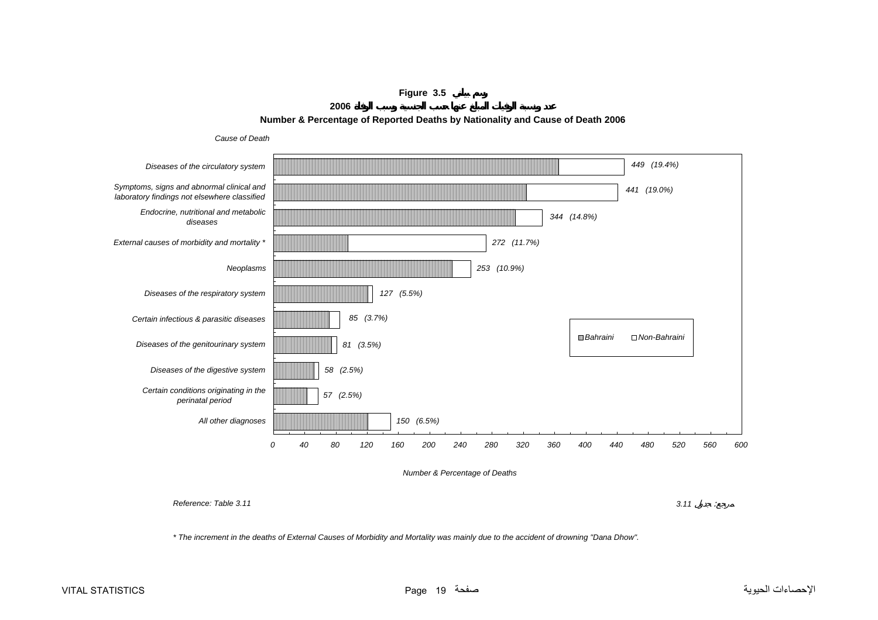**Figure 3.5 رسم بياني**

**عدد ونسبة الوفيات المبلغ عنها حسب الجنسية وسبب الوفاة 2006**

**Number & Percentage of Reported Deaths by Nationality and Cause of Death 2006**

*Cause of Death*

| Cause of Death | Number | Percentage |
|---|---|---|
| Diseases of the circulatory system | 449 | (19.4%) |
| Symptoms, signs and abnormal clinical and laboratory findings not elsewhere classified | 441 | (19.0%) |
| Endocrine, nutritional and metabolic diseases | 344 | (14.8%) |
| External causes of morbidity and mortality * | 272 | (11.7%) |
| Neoplasms | 253 | (10.9%) |
| Diseases of the respiratory system | 127 | (5.5%) |
| Certain infectious & parasitic diseases | 85 | (3.7%) |
| Diseases of the genitourinary system | 81 | (3.5%) |
| Diseases of the digestive system | 58 | (2.5%) |
| Certain conditions originating in the perinatal period | 57 | (2.5%) |
| All other diagnoses | 150 | (6.5%) |

Legend: Bahraini, Non-Bahraini

*Number & Percentage of Deaths*

*Reference: Table 3.11* مرجع: جدول 3.11

* The increment in the deaths of External Causes of Morbidity and Mortality was mainly due to the accident of drowning "Dana Dhow".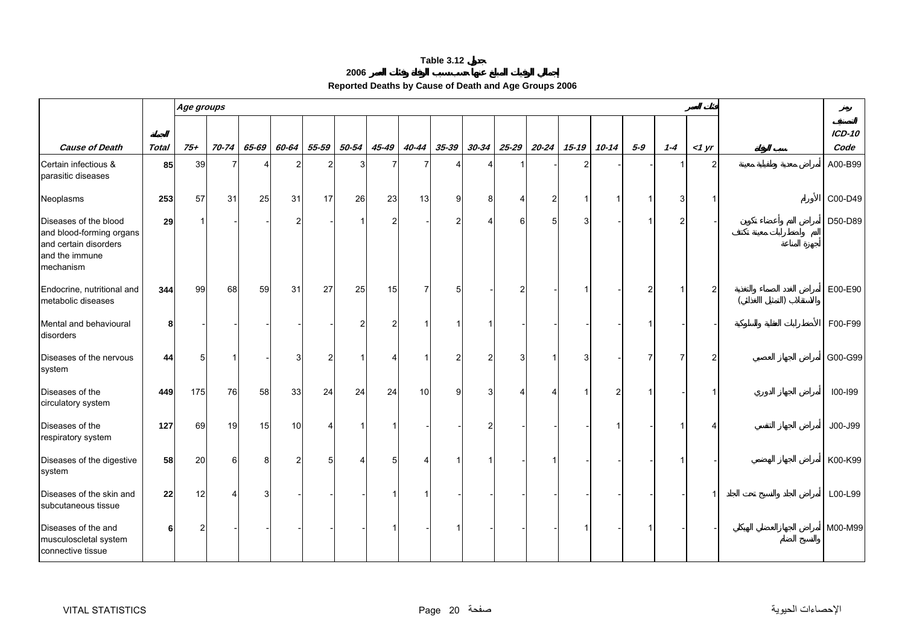**Table 3.12 جدول**

**إجمالي الوفيات المبلغ عنها حسب سبب الوفاة وفئات العمر 2006**

**Reported Deaths by Cause of Death and Age Groups 2006**

| Cause of Death | Total الجملة | Age groups 75+ | 70-74 | 65-69 | 60-64 | 55-59 | 50-54 | 45-49 | 40-44 | 35-39 | 30-34 | 25-29 | 20-24 | 15-19 | 10-14 | 5-9 | 1-4 | <1 yr فئات العمر | سبب الوفاة | رموز التصنيف ICD-10 Code |
|---|---|---|---|---|---|---|---|---|---|---|---|---|---|---|---|---|---|---|---|---|
| Certain infectious & parasitic diseases | **85** | 39 | 7 | 4 | 2 | 2 | 3 | 7 | 7 | 4 | 4 | 1 | - | 2 | - | - | 1 | 2 | أمراض معدية وطفيلية معينة | A00-B99 |
| Neoplasms | **253** | 57 | 31 | 25 | 31 | 17 | 26 | 23 | 13 | 9 | 8 | 4 | 2 | 1 | 1 | 1 | 3 | 1 | الأورام | C00-D49 |
| Diseases of the blood and blood-forming organs and certain disorders and the immune mechanism | **29** | 1 | - | - | 2 | - | 1 | 2 | - | 2 | 4 | 6 | 5 | 3 | - | 1 | 2 | - | أمراض الدم وأعضاء تكوين الدم واضطرابات معينة تكتنف أجهزة المناعة | D50-D89 |
| Endocrine, nutritional and metabolic diseases | **344** | 99 | 68 | 59 | 31 | 27 | 25 | 15 | 7 | 5 | - | 2 | - | 1 | - | 2 | 1 | 2 | أمراض الغدد الصماء والتغذية والاستقلاب (التمثيل الغذائي) | E00-E90 |
| Mental and behavioural disorders | **8** | - | - | - | - | - | 2 | 2 | 1 | 1 | 1 | - | - | - | - | 1 | - | - | الأضطرابات العقلية والسلوكية | F00-F99 |
| Diseases of the nervous system | **44** | 5 | 1 | - | 3 | 2 | 1 | 4 | 1 | 2 | 2 | 3 | 1 | 3 | - | 7 | 7 | 2 | أمراض الجهاز العصبي | G00-G99 |
| Diseases of the circulatory system | **449** | 175 | 76 | 58 | 33 | 24 | 24 | 24 | 10 | 9 | 3 | 4 | 4 | 1 | 2 | 1 | - | 1 | أمراض الجهاز الدوري | I00-I99 |
| Diseases of the respiratory system | **127** | 69 | 19 | 15 | 10 | 4 | 1 | 1 | - | - | 2 | - | - | - | 1 | - | 1 | 4 | أمراض الجهاز التنفسي | J00-J99 |
| Diseases of the digestive system | **58** | 20 | 6 | 8 | 2 | 5 | 4 | 5 | 4 | 1 | 1 | - | 1 | - | - | - | 1 | - | أمراض الجهاز الهضمي | K00-K99 |
| Diseases of the skin and subcutaneous tissue | **22** | 12 | 4 | 3 | - | - | - | 1 | 1 | - | - | - | - | - | - | - | - | 1 | أمراض الجلد والنسيج تحت الجلد | L00-L99 |
| Diseases of the and musculoscletal system connective tissue | **6** | 2 | - | - | - | - | - | 1 | - | 1 | - | - | - | 1 | - | 1 | - | - | أمراض الجهاز العضلي الهيكلي والنسيج الضام | M00-M99 |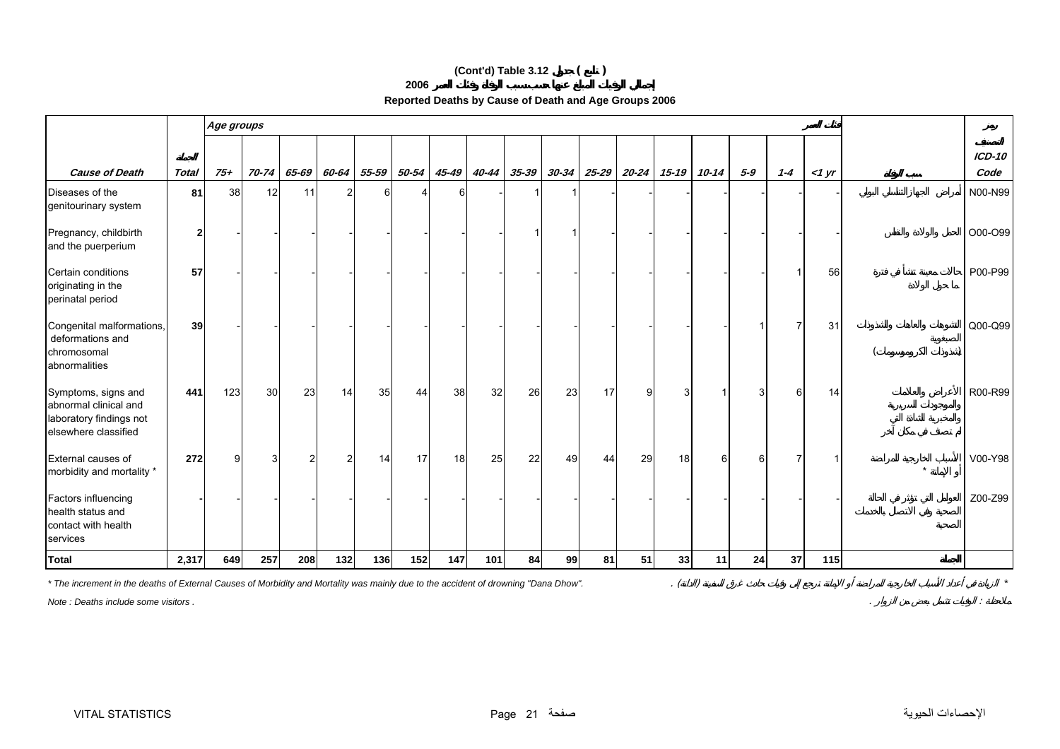**(Cont'd) Table 3.12 جدول ( تابع )**

**2006 إجمالي الوفيات المبلغ عنها حسب سبب الوفاة وفئات العمر**

**Reported Deaths by Cause of Death and Age Groups 2006**

| Cause of Death | Total المجموع | 75+ | 70-74 | 65-69 | 60-64 | 55-59 | 50-54 | 45-49 | 40-44 | 35-39 | 30-34 | 25-29 | 20-24 | 15-19 | 10-14 | 5-9 | 1-4 | <1 yr | سبب الوفاة | رمز التصنيف ICD-10 Code |
|---|---|---|---|---|---|---|---|---|---|---|---|---|---|---|---|---|---|---|---|---|
| | | Age groups فئات العمر | | | | | | | | | | | | | | | | | | |
| Diseases of the genitourinary system | **81** | 38 | 12 | 11 | 2 | 6 | 4 | 6 | - | 1 | 1 | - | - | - | - | - | - | - | أمراض الجهاز التناسلي البولي | N00-N99 |
| Pregnancy, childbirth and the puerperium | **2** | - | - | - | - | - | - | - | - | 1 | 1 | - | - | - | - | - | - | - | الحمل والولادة والنفاس | O00-O99 |
| Certain conditions originating in the perinatal period | **57** | - | - | - | - | - | - | - | - | - | - | - | - | - | - | - | 1 | 56 | حالات معينة تنشأ في فترة ما حول الولادة | P00-P99 |
| Congenital malformations, deformations and chromosomal abnormalities | **39** | - | - | - | - | - | - | - | - | - | - | - | - | - | - | 1 | 7 | 31 | التشوهات والعاهات والشذوذات الصبغوية (شذوذات الكروموسومات) | Q00-Q99 |
| Symptoms, signs and abnormal clinical and laboratory findings not elsewhere classified | **441** | 123 | 30 | 23 | 14 | 35 | 44 | 38 | 32 | 26 | 23 | 17 | 9 | 3 | 1 | 3 | 6 | 14 | الأعراض والعلامات والموجودات السريرية والمخبرية الشاذة التي لم تصنف في مكان آخر | R00-R99 |
| External causes of morbidity and mortality * | **272** | 9 | 3 | 2 | 2 | 14 | 17 | 18 | 25 | 22 | 49 | 44 | 29 | 18 | 6 | 6 | 7 | 1 | الأسباب الخارجية للمراضة أو الإماتة * | V00-Y98 |
| Factors influencing health status and contact with health services | **-** | - | - | - | - | - | - | - | - | - | - | - | - | - | - | - | - | - | العوامل التي تؤثر في الحالة الصحية وفي الاتصال بالخدمات الصحية | Z00-Z99 |
| **Total** | **2,317** | **649** | **257** | **208** | **132** | **136** | **152** | **147** | **101** | **84** | **99** | **81** | **51** | **33** | **11** | **24** | **37** | **115** | **المجموع** | |

* The increment in the deaths of External Causes of Morbidity and Mortality was mainly due to the accident of drowning "Dana Dhow".

* الزيادة في أعداد الأسباب الخارجية للمراضة أو الإماتة ترجع إلى وفيات حادث غرق السفينة (الدانة) .

Note : Deaths include some visitors .

ملاحظة : الوفيات تشمل بعض من الزوار .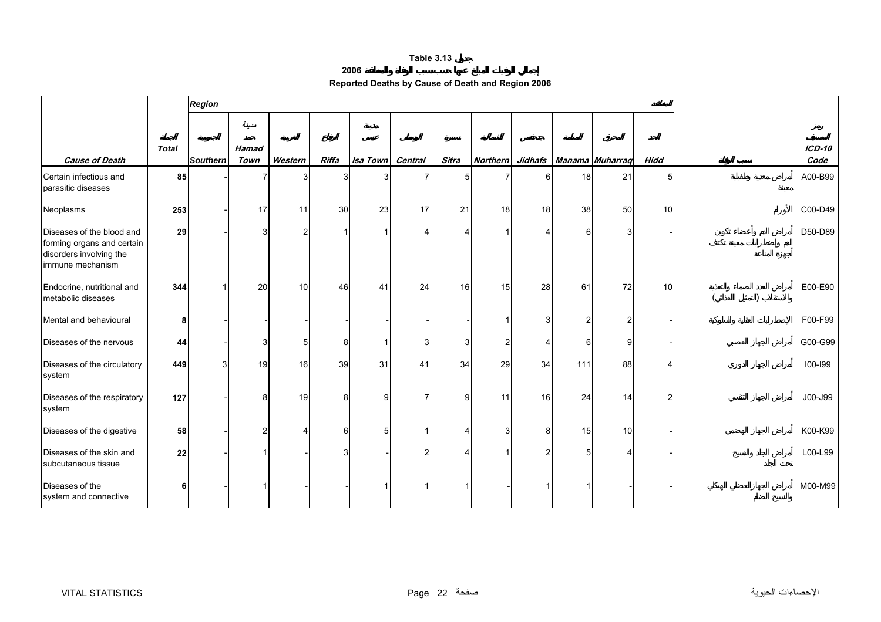# Table 3.13 جدول

## 2006 إجمالي الوفيات المبلغ عنها حسب سبب الوفاة والمنطقة

## Reported Deaths by Cause of Death and Region 2006

| Cause of Death | الجملة Total | Region المنطقة | | | | | | | | | | | | سبب الوفاة | رمز التصنيف ICD-10 Code |
|---|---|---|---|---|---|---|---|---|---|---|---|---|---|---|---|
| | | الجنوبية Southern | مدينة حمد Hamad Town | الغربية Western | الرفاع Riffa | مدينة عيسى Isa Town | الوسطى Central | سترة Sitra | الشمالية Northern | جدحفص Jidhafs | المنامة Manama | المحرق Muharraq | الحد Hidd | | |
| Certain infectious and parasitic diseases | **85** | - | 7 | 3 | 3 | 3 | 7 | 5 | 7 | 6 | 18 | 21 | 5 | أمراض معدية وطفيلية معينة | A00-B99 |
| Neoplasms | **253** | - | 17 | 11 | 30 | 23 | 17 | 21 | 18 | 18 | 38 | 50 | 10 | الأورام | C00-D49 |
| Diseases of the blood and forming organs and certain disorders involving the immune mechanism | **29** | - | 3 | 2 | 1 | 1 | 4 | 4 | 1 | 4 | 6 | 3 | - | أمراض الدم وأعضاء تكوين الدم واضطرابات معينة تكتنف أجهزة المناعة | D50-D89 |
| Endocrine, nutritional and metabolic diseases | **344** | 1 | 20 | 10 | 46 | 41 | 24 | 16 | 15 | 28 | 61 | 72 | 10 | أمراض الغدد الصماء والتغذية والاستقلاب (التمثيل الغذائي) | E00-E90 |
| Mental and behavioural | **8** | - | - | - | - | - | - | - | 1 | 3 | 2 | 2 | - | الاضطرابات العقلية والسلوكية | F00-F99 |
| Diseases of the nervous | **44** | - | 3 | 5 | 8 | 1 | 3 | 3 | 2 | 4 | 6 | 9 | - | أمراض الجهاز العصبي | G00-G99 |
| Diseases of the circulatory system | **449** | 3 | 19 | 16 | 39 | 31 | 41 | 34 | 29 | 34 | 111 | 88 | 4 | أمراض الجهاز الدوري | I00-I99 |
| Diseases of the respiratory system | **127** | - | 8 | 19 | 8 | 9 | 7 | 9 | 11 | 16 | 24 | 14 | 2 | أمراض الجهاز التنفسي | J00-J99 |
| Diseases of the digestive | **58** | - | 2 | 4 | 6 | 5 | 1 | 4 | 3 | 8 | 15 | 10 | - | أمراض الجهاز الهضمي | K00-K99 |
| Diseases of the skin and subcutaneous tissue | **22** | - | 1 | - | 3 | - | 2 | 4 | 1 | 2 | 5 | 4 | - | أمراض الجلد والنسيج تحت الجلد | L00-L99 |
| Diseases of the system and connective | **6** | - | 1 | - | - | 1 | 1 | 1 | - | 1 | 1 | - | - | أمراض الجهاز العضلي الهيكلي والنسيج الضام | M00-M99 |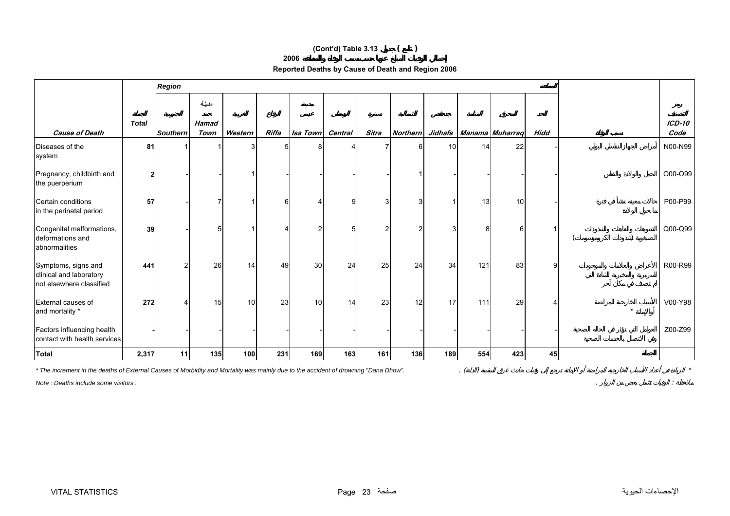# (Cont'd) Table 3.13 جدول ( تابع )

## إجمالي الوفيات المبلغ عنها حسب سبب الوفاة والمنطقة 2006

## Reported Deaths by Cause of Death and Region 2006

| Cause of Death | الجملة Total | Region الجنوبية Southern | مدينة حمد Hamad Town | الغربية Western | الرفاع Riffa | مدينة عيسى Isa Town | الوسطى Central | سترة Sitra | الشمالية Northern | جدحفص Jidhafs | المنامة Manama | المحرق Muharraq | الحد Hidd | المنطقة سبب الوفاة | رمز التصنيف ICD-10 Code |
|---|---|---|---|---|---|---|---|---|---|---|---|---|---|---|---|
| Diseases of the system | **81** | 1 | 1 | 3 | 5 | 8 | 4 | 7 | 6 | 10 | 14 | 22 | - | أمراض الجهاز التناسلي البولي | N00-N99 |
| Pregnancy, childbirth and the puerperium | **2** | - | - | 1 | - | - | - | - | 1 | - | - | - | - | الحمل والولادة والنفاس | O00-O99 |
| Certain conditions in the perinatal period | **57** | - | 7 | 1 | 6 | 4 | 9 | 3 | 3 | 1 | 13 | 10 | - | حالات معينة تنشأ في فترة ما حول الولادة | P00-P99 |
| Congenital malformations, deformations and abnormalities | **39** | - | 5 | 1 | 4 | 2 | 5 | 2 | 2 | 3 | 8 | 6 | 1 | التشوهات والعاهات والتشوذات الصبغوية (شذوذات الكروموسومات) | Q00-Q99 |
| Symptoms, signs and clinical and laboratory not elsewhere classified | **441** | 2 | 26 | 14 | 49 | 30 | 24 | 25 | 24 | 34 | 121 | 83 | 9 | الأعراض والعلامات والموجودات السريرية والمخبرية الشاذة التي لم تصنف في مكان آخر | R00-R99 |
| External causes of and mortality * | **272** | 4 | 15 | 10 | 23 | 10 | 14 | 23 | 12 | 17 | 111 | 29 | 4 | الأسباب الخارجية للمراضة أو الإماتة * | V00-Y98 |
| Factors influencing health contact with health services | **-** | - | - | - | - | - | - | - | - | - | - | - | - | العوامل التي تؤثر في الحالة الصحية وفي الاتصال بالخدمات الصحية | Z00-Z99 |
| **Total** | **2,317** | **11** | **135** | **100** | **231** | **169** | **163** | **161** | **136** | **189** | **554** | **423** | **45** | **الجملة** | |

* The increment in the deaths of External Causes of Morbidity and Mortality was mainly due to the accident of drowning "Dana Dhow".

* الزيادة في أعداد الأسباب الخارجية للمراضة أو الإماتة ترجع إلى وفيات حادث غرق السفينة (الدانة) .

Note : Deaths include some visitors .

ملاحظة : الوفيات تشمل بعض من الزوار .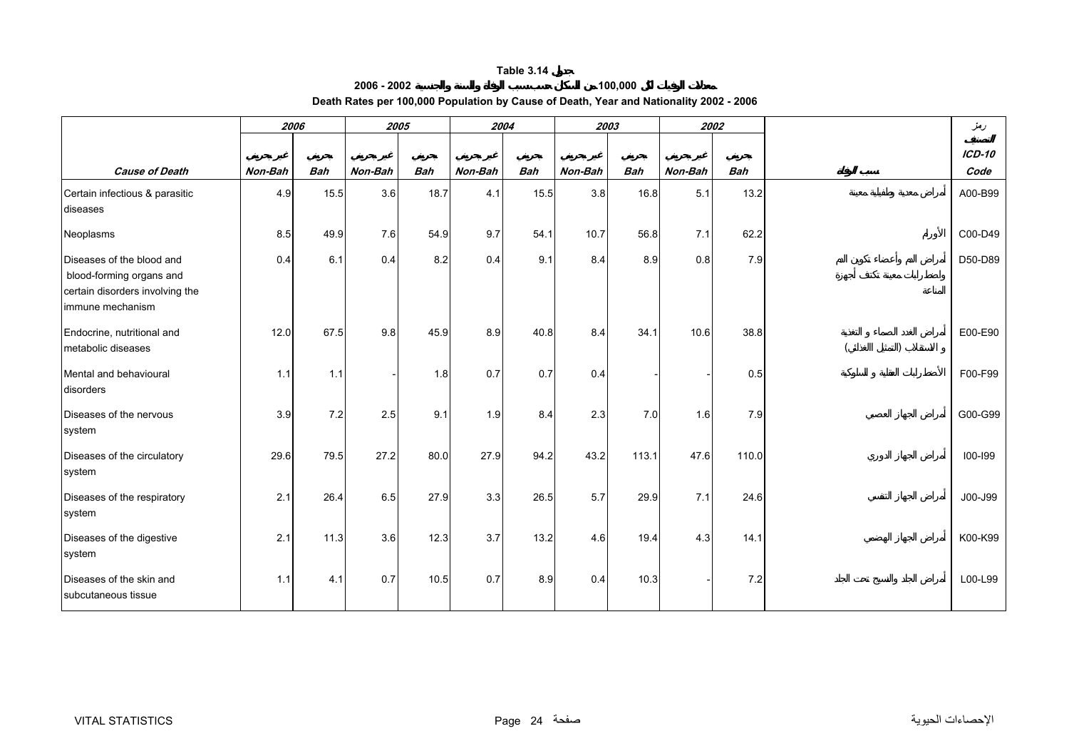**Table 3.14 جدول**

**2006 - 2002 معدلات الوفيات لكل 100,000 من السكان حسب سبب الوفاة والسنة والجنسية**

**Death Rates per 100,000 Population by Cause of Death, Year and Nationality 2002 - 2006**

| | 2006 | | 2005 | | 2004 | | 2003 | | 2002 | | | رمز التصنيف |
|---|---|---|---|---|---|---|---|---|---|---|---|---|
| | غير بحريني | بحريني | غير بحريني | بحريني | غير بحريني | بحريني | غير بحريني | بحريني | غير بحريني | بحريني | | ICD-10 |
| *Cause of Death* | *Non-Bah* | *Bah* | *Non-Bah* | *Bah* | *Non-Bah* | *Bah* | *Non-Bah* | *Bah* | *Non-Bah* | *Bah* | سبب الوفاة | *Code* |
| Certain infectious & parasitic diseases | 4.9 | 15.5 | 3.6 | 18.7 | 4.1 | 15.5 | 3.8 | 16.8 | 5.1 | 13.2 | أمراض معدية وطفيلية معينة | A00-B99 |
| Neoplasms | 8.5 | 49.9 | 7.6 | 54.9 | 9.7 | 54.1 | 10.7 | 56.8 | 7.1 | 62.2 | الأورام | C00-D49 |
| Diseases of the blood and blood-forming organs and certain disorders involving the immune mechanism | 0.4 | 6.1 | 0.4 | 8.2 | 0.4 | 9.1 | 8.4 | 8.9 | 0.8 | 7.9 | أمراض الدم وأعضاء تكوين الدم واضطرابات معينة تكتنف أجهزة المناعة | D50-D89 |
| Endocrine, nutritional and metabolic diseases | 12.0 | 67.5 | 9.8 | 45.9 | 8.9 | 40.8 | 8.4 | 34.1 | 10.6 | 38.8 | أمراض الغدد الصماء و التغذية و الاستقلاب (التمثيل الغذائي) | E00-E90 |
| Mental and behavioural disorders | 1.1 | 1.1 | - | 1.8 | 0.7 | 0.7 | 0.4 | - | - | 0.5 | الاضطرابات العقلية و السلوكية | F00-F99 |
| Diseases of the nervous system | 3.9 | 7.2 | 2.5 | 9.1 | 1.9 | 8.4 | 2.3 | 7.0 | 1.6 | 7.9 | أمراض الجهاز العصبي | G00-G99 |
| Diseases of the circulatory system | 29.6 | 79.5 | 27.2 | 80.0 | 27.9 | 94.2 | 43.2 | 113.1 | 47.6 | 110.0 | أمراض الجهاز الدوري | I00-I99 |
| Diseases of the respiratory system | 2.1 | 26.4 | 6.5 | 27.9 | 3.3 | 26.5 | 5.7 | 29.9 | 7.1 | 24.6 | أمراض الجهاز التنفسي | J00-J99 |
| Diseases of the digestive system | 2.1 | 11.3 | 3.6 | 12.3 | 3.7 | 13.2 | 4.6 | 19.4 | 4.3 | 14.1 | أمراض الجهاز الهضمي | K00-K99 |
| Diseases of the skin and subcutaneous tissue | 1.1 | 4.1 | 0.7 | 10.5 | 0.7 | 8.9 | 0.4 | 10.3 | - | 7.2 | أمراض الجلد والنسيج تحت الجلد | L00-L99 |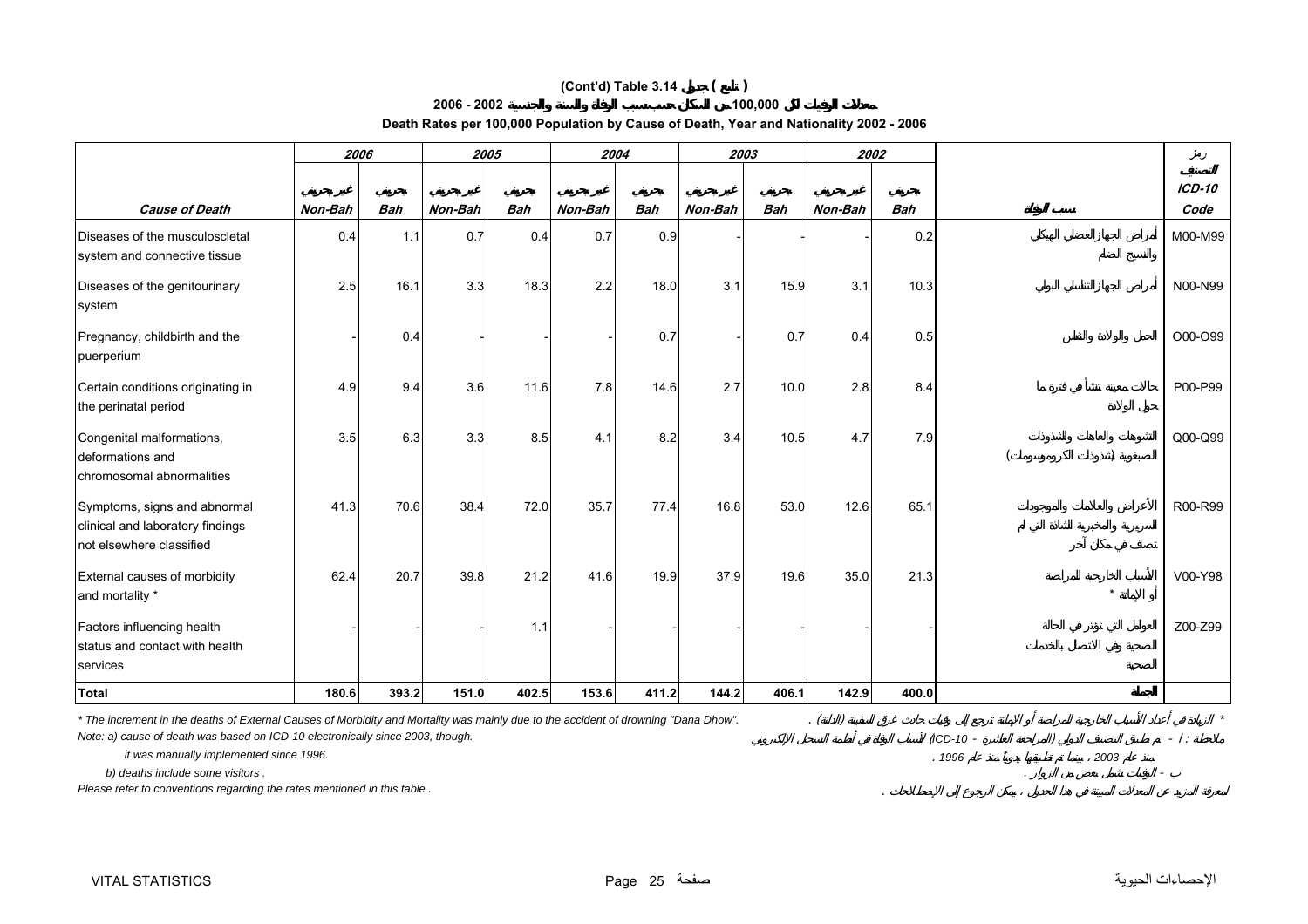# (Cont'd) Table 3.14 جدول ( تابع )

## معدلات الوفيات لكل 100,000 من السكان حسب سبب الوفاة والسنة والجنسية 2002 - 2006

### Death Rates per 100,000 Population by Cause of Death, Year and Nationality 2002 - 2006

| Cause of Death | 2006 غير بحريني Non-Bah | 2006 بحريني Bah | 2005 غير بحريني Non-Bah | 2005 بحريني Bah | 2004 غير بحريني Non-Bah | 2004 بحريني Bah | 2003 غير بحريني Non-Bah | 2003 بحريني Bah | 2002 غير بحريني Non-Bah | 2002 بحريني Bah | سبب الوفاة | رمز التصنيف ICD-10 Code |
|---|---|---|---|---|---|---|---|---|---|---|---|---|
| Diseases of the musculoscletal system and connective tissue | 0.4 | 1.1 | 0.7 | 0.4 | 0.7 | 0.9 | - | - | - | 0.2 | أمراض الجهاز العضلي الهيكلي والنسيج الضام | M00-M99 |
| Diseases of the genitourinary system | 2.5 | 16.1 | 3.3 | 18.3 | 2.2 | 18.0 | 3.1 | 15.9 | 3.1 | 10.3 | أمراض الجهاز التناسلي البولي | N00-N99 |
| Pregnancy, childbirth and the puerperium | - | 0.4 | - | - | - | 0.7 | - | 0.7 | 0.4 | 0.5 | الحمل والولادة والنفاس | O00-O99 |
| Certain conditions originating in the perinatal period | 4.9 | 9.4 | 3.6 | 11.6 | 7.8 | 14.6 | 2.7 | 10.0 | 2.8 | 8.4 | حالات معينة تنشأ في فترة ما حول الولادة | P00-P99 |
| Congenital malformations, deformations and chromosomal abnormalities | 3.5 | 6.3 | 3.3 | 8.5 | 4.1 | 8.2 | 3.4 | 10.5 | 4.7 | 7.9 | التشوهات والعاهات والشذوذات الصبغوية (شذوذات الكروموسومات) | Q00-Q99 |
| Symptoms, signs and abnormal clinical and laboratory findings not elsewhere classified | 41.3 | 70.6 | 38.4 | 72.0 | 35.7 | 77.4 | 16.8 | 53.0 | 12.6 | 65.1 | الأعراض والعلامات والموجودات السريرية والمخبرية الشاذة التي لم تصنف في مكان آخر | R00-R99 |
| External causes of morbidity and mortality * | 62.4 | 20.7 | 39.8 | 21.2 | 41.6 | 19.9 | 37.9 | 19.6 | 35.0 | 21.3 | الأسباب الخارجية للمراضة أو الإماتة * | V00-Y98 |
| Factors influencing health status and contact with health services | - | - | - | 1.1 | - | - | - | - | - | - | العوامل التي تؤثر في الحالة الصحية وفي الاتصال بالخدمات الصحية | Z00-Z99 |
| **Total** | **180.6** | **393.2** | **151.0** | **402.5** | **153.6** | **411.2** | **144.2** | **406.1** | **142.9** | **400.0** | **الجملة** | |

* The increment in the deaths of External Causes of Morbidity and Mortality was mainly due to the accident of drowning "Dana Dhow".

* الزيادة في أعداد الأسباب الخارجية للمراضة أو الإماتة ترجع إلى وفيات حادث غرق السفينة (الدانة) .

Note: a) cause of death was based on ICD-10 electronically since 2003, though. it was manually implemented since 1996.

ملاحظة : أ - تم تطبيق التصنيف الدولي (المراجعة العاشرة - ICD-10) لأسباب الوفاة في أنظمة التسجيل الإلكتروني منذ عام 2003 ، بينما تم تطبيقها يدوياً منذ عام 1996 .

b) deaths include some visitors .

ب - الوفيات تشمل بعض من الزوار .

Please refer to conventions regarding the rates mentioned in this table .

لمعرفة المزيد عن المعدلات المبينة في هذا الجدول ، يمكن الرجوع إلى الإصطلاحات .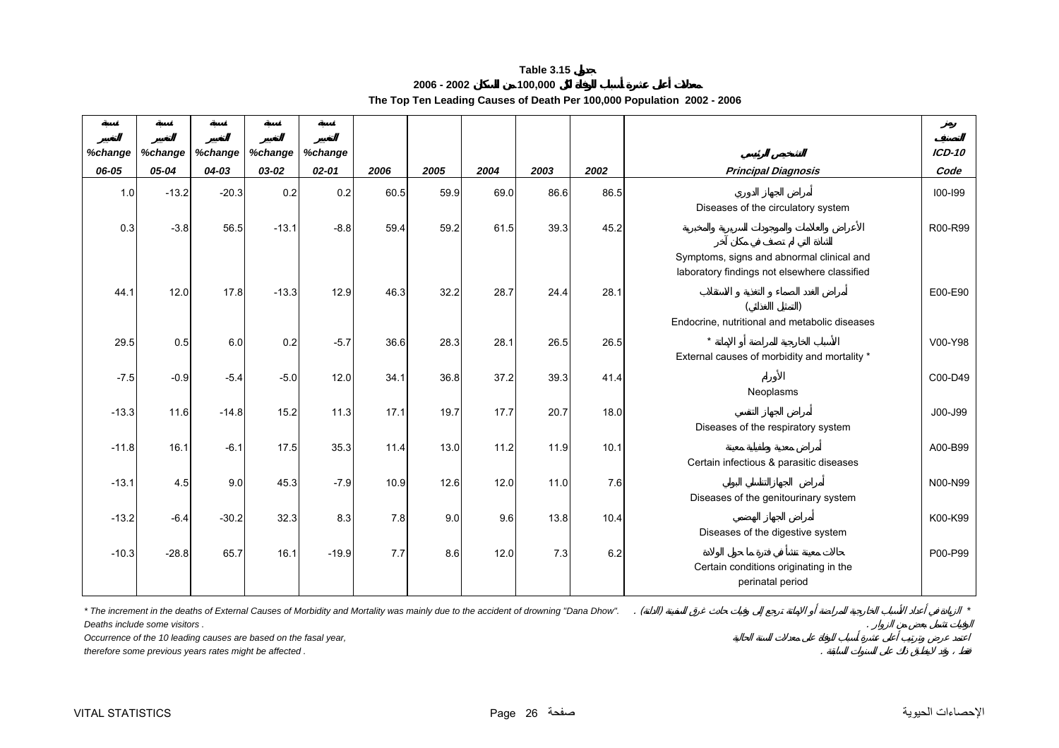**Table 3.15 جدول**

**معدلات أعلى عشرة أسباب للوفاة لكل 100,000 من السكان 2002 - 2006**

**The Top Ten Leading Causes of Death Per 100,000 Population 2002 - 2006**

| نسبة التغيير %change 06-05 | نسبة التغيير %change 05-04 | نسبة التغيير %change 04-03 | نسبة التغيير %change 03-02 | نسبة التغيير %change 02-01 | 2006 | 2005 | 2004 | 2003 | 2002 | التشخيص الرئيسي Principal Diagnosis | رمز التصنيف ICD-10 Code |
|---|---|---|---|---|---|---|---|---|---|---|---|
| 1.0 | -13.2 | -20.3 | 0.2 | 0.2 | 60.5 | 59.9 | 69.0 | 86.6 | 86.5 | أمراض الجهاز الدوري Diseases of the circulatory system | I00-I99 |
| 0.3 | -3.8 | 56.5 | -13.1 | -8.8 | 59.4 | 59.2 | 61.5 | 39.3 | 45.2 | الأعراض والعلامات والموجودات السريرية والمخبرية الشاذة التي لم تصنف في مكان آخر Symptoms, signs and abnormal clinical and laboratory findings not elsewhere classified | R00-R99 |
| 44.1 | 12.0 | 17.8 | -13.3 | 12.9 | 46.3 | 32.2 | 28.7 | 24.4 | 28.1 | أمراض الغدد الصماء و التغذية و الاستقلاب (التمثيل الغذائي) Endocrine, nutritional and metabolic diseases | E00-E90 |
| 29.5 | 0.5 | 6.0 | 0.2 | -5.7 | 36.6 | 28.3 | 28.1 | 26.5 | 26.5 | الأسباب الخارجية للمراضة أو الإماتة * External causes of morbidity and mortality * | V00-Y98 |
| -7.5 | -0.9 | -5.4 | -5.0 | 12.0 | 34.1 | 36.8 | 37.2 | 39.3 | 41.4 | الأورام Neoplasms | C00-D49 |
| -13.3 | 11.6 | -14.8 | 15.2 | 11.3 | 17.1 | 19.7 | 17.7 | 20.7 | 18.0 | أمراض الجهاز التنفسي Diseases of the respiratory system | J00-J99 |
| -11.8 | 16.1 | -6.1 | 17.5 | 35.3 | 11.4 | 13.0 | 11.2 | 11.9 | 10.1 | أمراض معدية وطفيلية معينة Certain infectious & parasitic diseases | A00-B99 |
| -13.1 | 4.5 | 9.0 | 45.3 | -7.9 | 10.9 | 12.6 | 12.0 | 11.0 | 7.6 | أمراض الجهاز التناسلي البولي Diseases of the genitourinary system | N00-N99 |
| -13.2 | -6.4 | -30.2 | 32.3 | 8.3 | 7.8 | 9.0 | 9.6 | 13.8 | 10.4 | أمراض الجهاز الهضمي Diseases of the digestive system | K00-K99 |
| -10.3 | -28.8 | 65.7 | 16.1 | -19.9 | 7.7 | 8.6 | 12.0 | 7.3 | 6.2 | حالات معينة تنشأ في فترة ما حول الولادة Certain conditions originating in the perinatal period | P00-P99 |

* The increment in the deaths of External Causes of Morbidity and Mortality was mainly due to the accident of drowning "Dana Dhow".

* الزيادة في أعداد الأسباب الخارجية للمراضة أو الإماتة ترجع إلى وفيات حادث غرق السفينة (الدانة) .

Deaths include some visitors .

الوفيات تشمل بعض من الزوار .

Occurrence of the 10 leading causes are based on the fasal year, therefore some previous years rates might be affected .

اعتمد عرض وترتيب أعلى عشرة أسباب للوفاة على معدلات السنة الحالية فقط ، وقد لاينطبق ذلك على السنوات السابقة .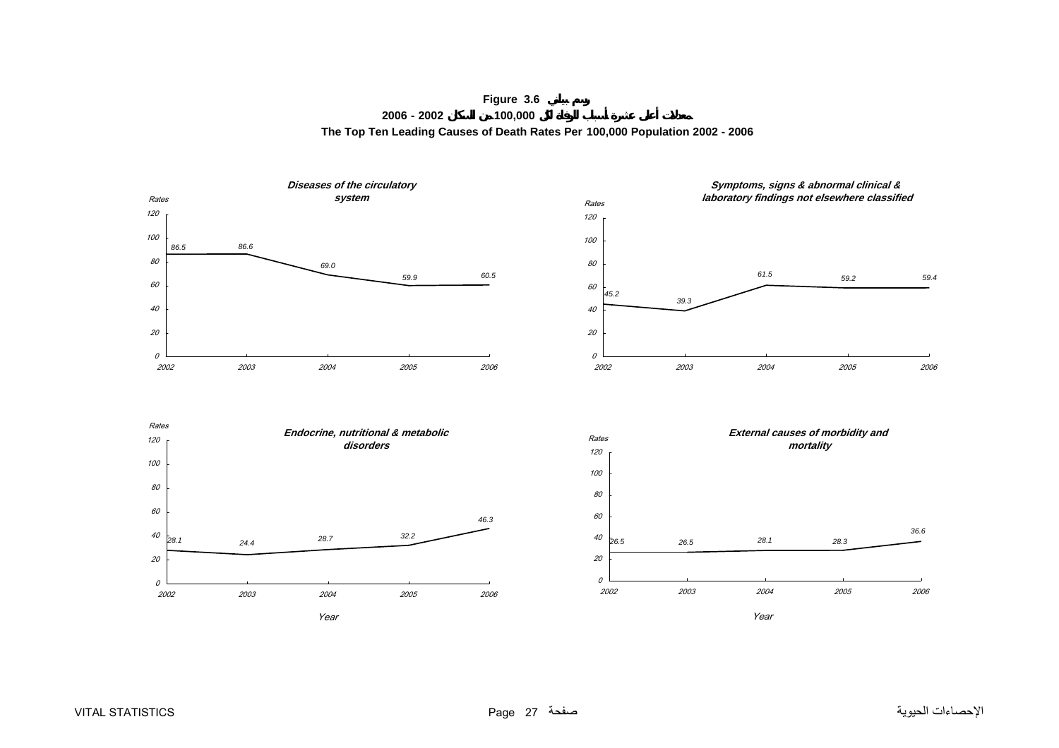**Figure 3.6 رسم بياني**

**معدلات أعلى عشرة أسباب للوفاة لكل 100,000 من السكان 2002 - 2006**

**The Top Ten Leading Causes of Death Rates Per 100,000 Population 2002 - 2006**

| Year | Diseases of the circulatory system | Symptoms, signs & abnormal clinical & laboratory findings not elsewhere classified | Endocrine, nutritional & metabolic disorders | External causes of morbidity and mortality |
|---|---|---|---|---|
| 2002 | 86.5 | 45.2 | 28.1 | 26.5 |
| 2003 | 86.6 | 39.3 | 24.4 | 26.5 |
| 2004 | 69.0 | 61.5 | 28.7 | 28.1 |
| 2005 | 59.9 | 59.2 | 32.2 | 28.3 |
| 2006 | 60.5 | 59.4 | 46.3 | 36.6 |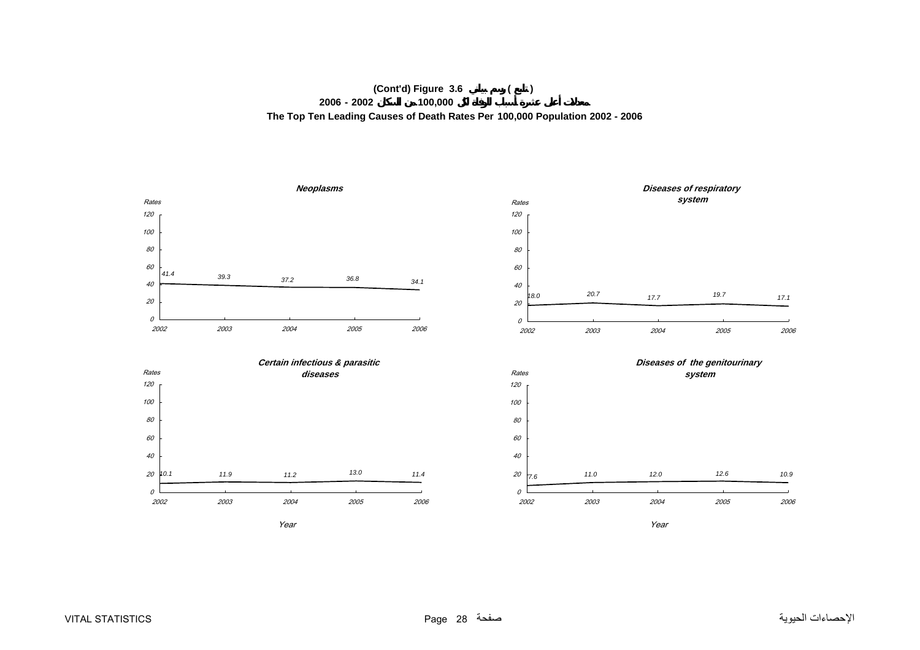(Cont'd) Figure 3.6 (تابع) رسم بياني

معدلات أعلى عشرة أسباب للوفاة لكل 100,000 من السكان 2002 - 2006

**The Top Ten Leading Causes of Death Rates Per 100,000 Population 2002 - 2006**

***Neoplasms***

| Year | 2002 | 2003 | 2004 | 2005 | 2006 |
|---|---|---|---|---|---|
| Rates | 41.4 | 39.3 | 37.2 | 36.8 | 34.1 |

***Diseases of respiratory system***

| Year | 2002 | 2003 | 2004 | 2005 | 2006 |
|---|---|---|---|---|---|
| Rates | 18.0 | 20.7 | 17.7 | 19.7 | 17.1 |

***Certain infectious & parasitic diseases***

| Year | 2002 | 2003 | 2004 | 2005 | 2006 |
|---|---|---|---|---|---|
| Rates | 10.1 | 11.9 | 11.2 | 13.0 | 11.4 |

***Diseases of the genitourinary system***

| Year | 2002 | 2003 | 2004 | 2005 | 2006 |
|---|---|---|---|---|---|
| Rates | 7.6 | 11.0 | 12.0 | 12.6 | 10.9 |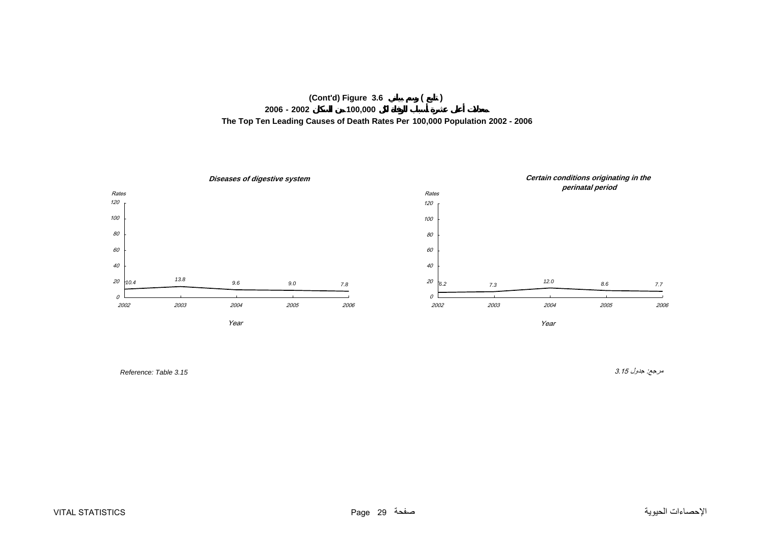# (Cont'd) Figure 3.6 (تابع) رسم بياني

## معدلات أعلى عشرة أسباب للوفاة لكل 100,000 من السكان 2002 - 2006

## The Top Ten Leading Causes of Death Rates Per 100,000 Population 2002 - 2006

***Diseases of digestive system***

Rates

120
100
80
60
40
20
0

10.4
13.8
9.6
9.0
7.8

2002 2003 2004 2005 2006

Year

***Certain conditions originating in the perinatal period***

Rates

120
100
80
60
40
20
0

6.2
7.3
12.0
8.6
7.7

2002 2003 2004 2005 2006

Year

Reference: Table 3.15

مرجع: جدول 3.15